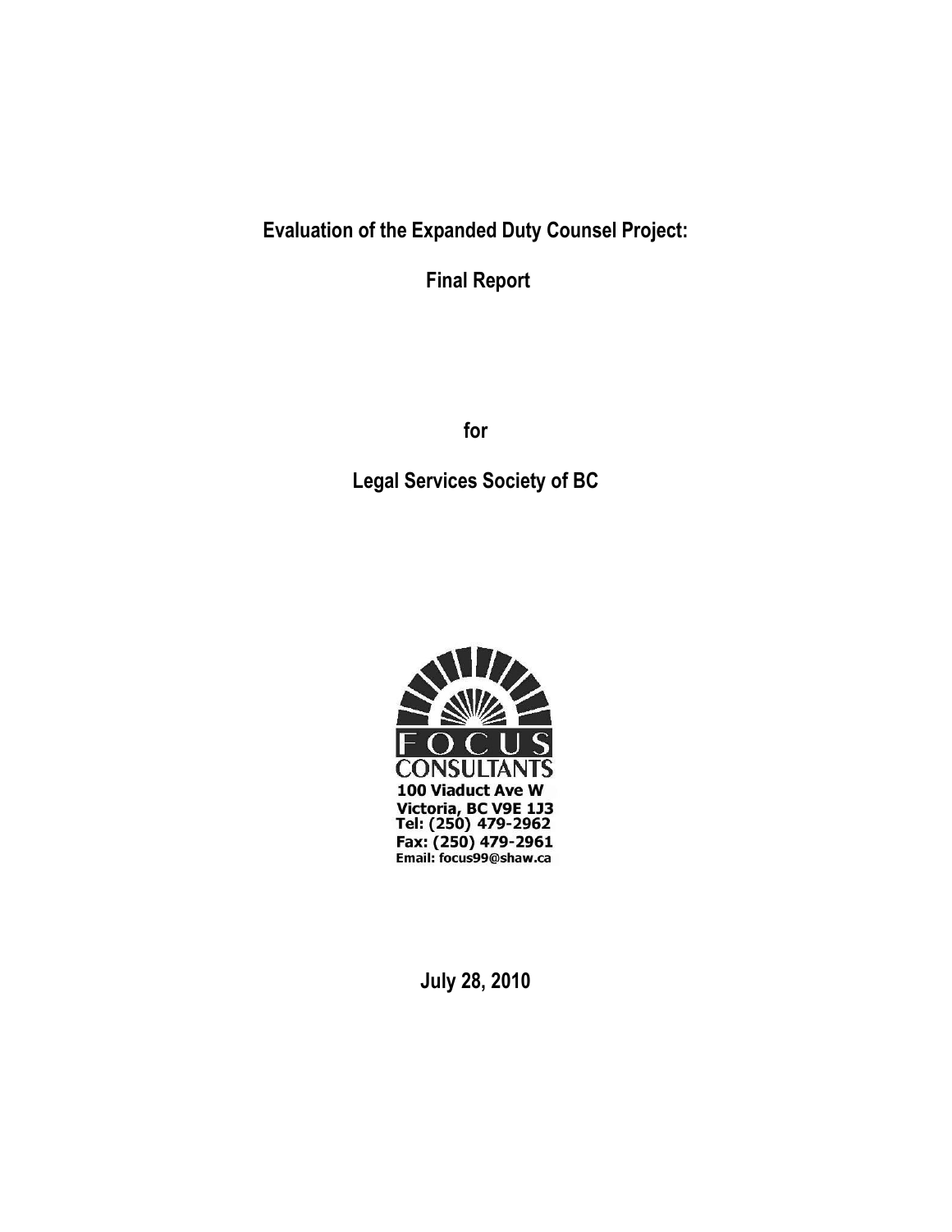# Evaluation of the Expanded Duty Counsel Project:

## Final Report

for

## Legal Services Society of BC

FOCUS CONSULTANTS
100 Viaduct Ave W
Victoria, BC V9E 1J3
Tel: (250) 479-2962
Fax: (250) 479-2961
Email: focus99@shaw.ca

July 28, 2010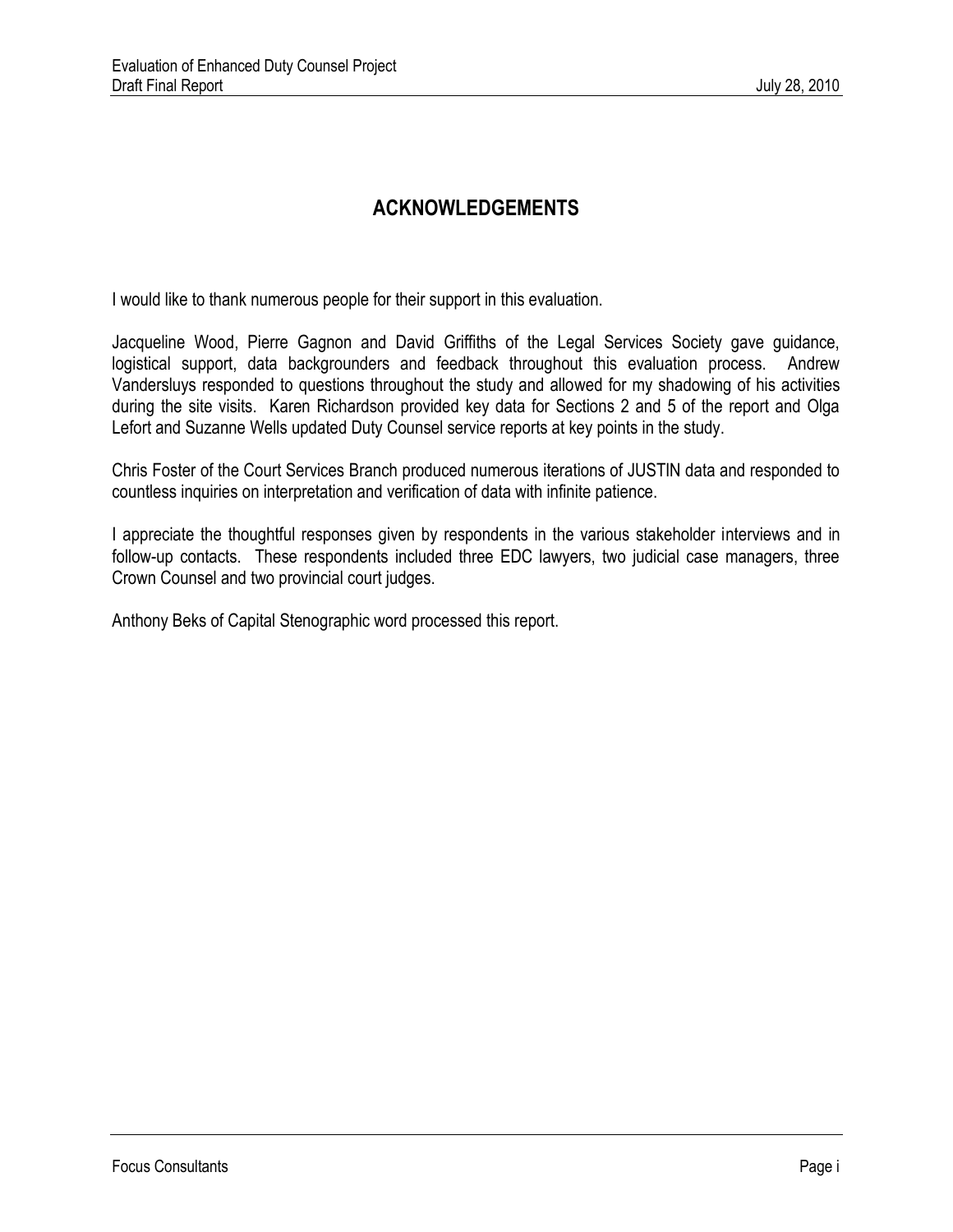# ACKNOWLEDGEMENTS

I would like to thank numerous people for their support in this evaluation.

Jacqueline Wood, Pierre Gagnon and David Griffiths of the Legal Services Society gave guidance, logistical support, data backgrounders and feedback throughout this evaluation process. Andrew Vandersluys responded to questions throughout the study and allowed for my shadowing of his activities during the site visits. Karen Richardson provided key data for Sections 2 and 5 of the report and Olga Lefort and Suzanne Wells updated Duty Counsel service reports at key points in the study.

Chris Foster of the Court Services Branch produced numerous iterations of JUSTIN data and responded to countless inquiries on interpretation and verification of data with infinite patience.

I appreciate the thoughtful responses given by respondents in the various stakeholder interviews and in follow-up contacts. These respondents included three EDC lawyers, two judicial case managers, three Crown Counsel and two provincial court judges.

Anthony Beks of Capital Stenographic word processed this report.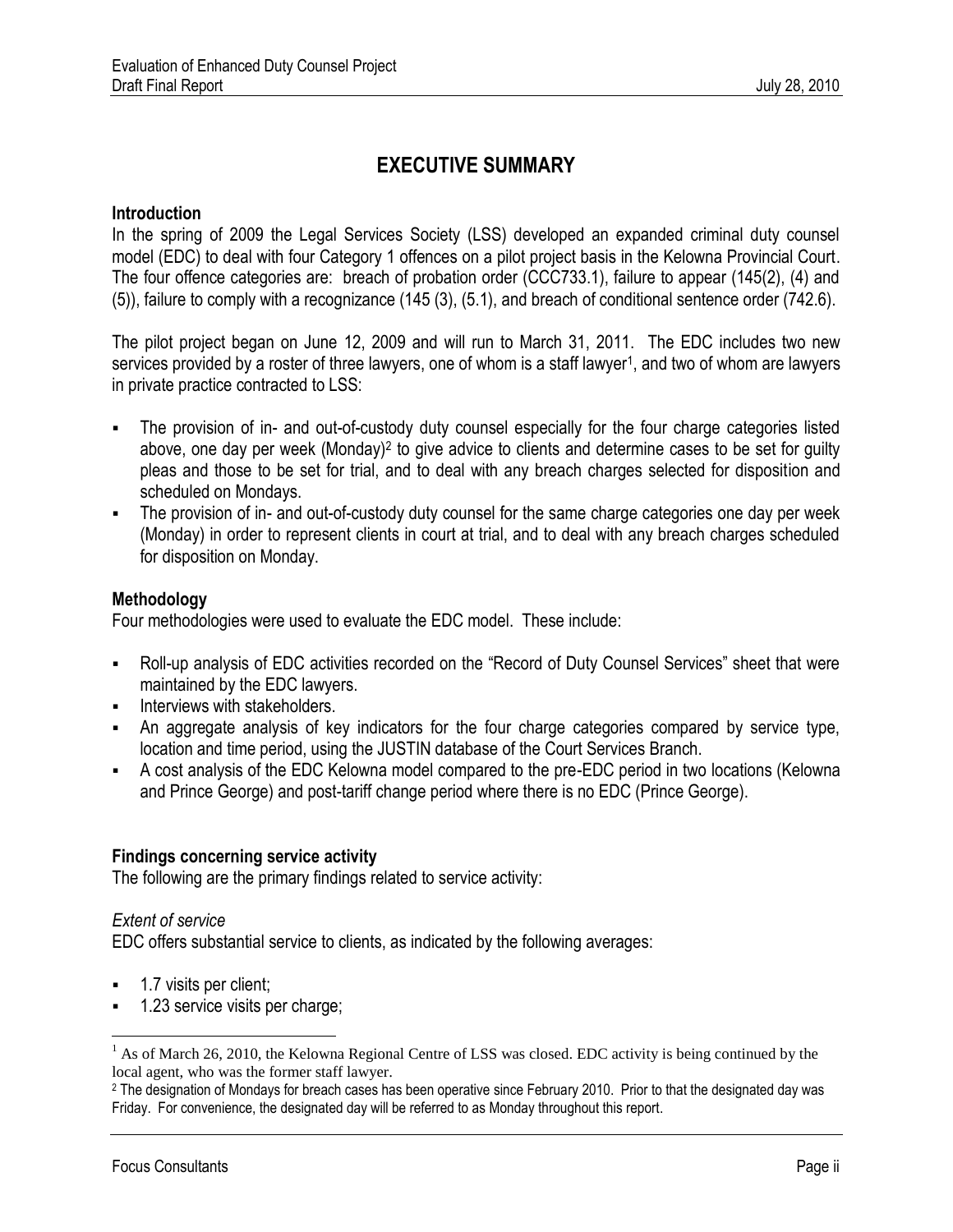# EXECUTIVE SUMMARY

### Introduction

In the spring of 2009 the Legal Services Society (LSS) developed an expanded criminal duty counsel model (EDC) to deal with four Category 1 offences on a pilot project basis in the Kelowna Provincial Court. The four offence categories are: breach of probation order (CCC733.1), failure to appear (145(2), (4) and (5)), failure to comply with a recognizance (145 (3), (5.1), and breach of conditional sentence order (742.6).

The pilot project began on June 12, 2009 and will run to March 31, 2011. The EDC includes two new services provided by a roster of three lawyers, one of whom is a staff lawyer[1], and two of whom are lawyers in private practice contracted to LSS:

- The provision of in- and out-of-custody duty counsel especially for the four charge categories listed above, one day per week (Monday)[2] to give advice to clients and determine cases to be set for guilty pleas and those to be set for trial, and to deal with any breach charges selected for disposition and scheduled on Mondays.
- The provision of in- and out-of-custody duty counsel for the same charge categories one day per week (Monday) in order to represent clients in court at trial, and to deal with any breach charges scheduled for disposition on Monday.

### Methodology

Four methodologies were used to evaluate the EDC model. These include:

- Roll-up analysis of EDC activities recorded on the "Record of Duty Counsel Services" sheet that were maintained by the EDC lawyers.
- Interviews with stakeholders.
- An aggregate analysis of key indicators for the four charge categories compared by service type, location and time period, using the JUSTIN database of the Court Services Branch.
- A cost analysis of the EDC Kelowna model compared to the pre-EDC period in two locations (Kelowna and Prince George) and post-tariff change period where there is no EDC (Prince George).

### Findings concerning service activity

The following are the primary findings related to service activity:

*Extent of service*

EDC offers substantial service to clients, as indicated by the following averages:

- 1.7 visits per client;
- 1.23 service visits per charge;

---

[1] As of March 26, 2010, the Kelowna Regional Centre of LSS was closed. EDC activity is being continued by the local agent, who was the former staff lawyer.

[2] The designation of Mondays for breach cases has been operative since February 2010. Prior to that the designated day was Friday. For convenience, the designated day will be referred to as Monday throughout this report.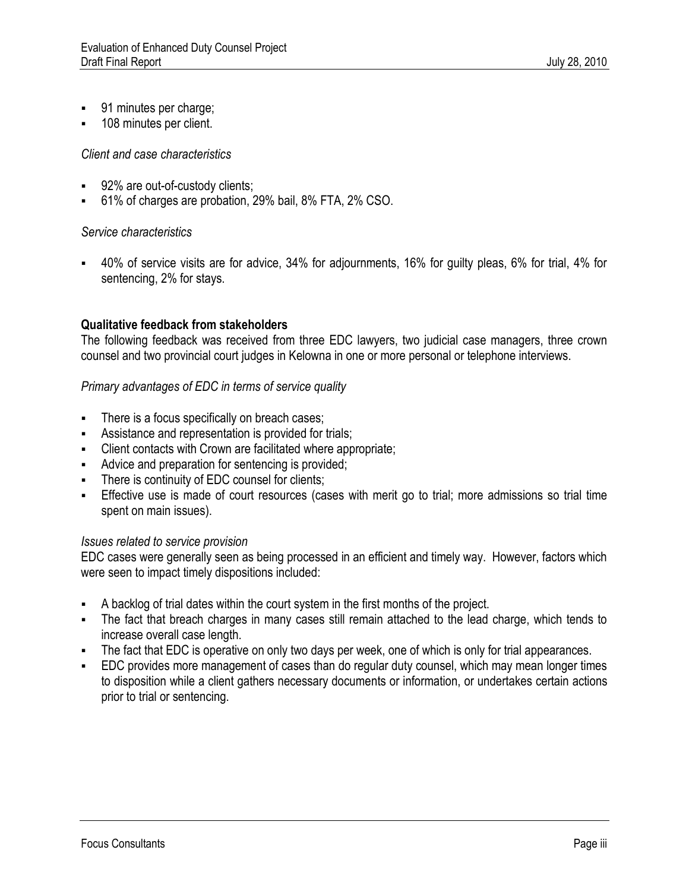- 91 minutes per charge;
- 108 minutes per client.

*Client and case characteristics*

- 92% are out-of-custody clients;
- 61% of charges are probation, 29% bail, 8% FTA, 2% CSO.

*Service characteristics*

- 40% of service visits are for advice, 34% for adjournments, 16% for guilty pleas, 6% for trial, 4% for sentencing, 2% for stays.

**Qualitative feedback from stakeholders**

The following feedback was received from three EDC lawyers, two judicial case managers, three crown counsel and two provincial court judges in Kelowna in one or more personal or telephone interviews.

*Primary advantages of EDC in terms of service quality*

- There is a focus specifically on breach cases;
- Assistance and representation is provided for trials;
- Client contacts with Crown are facilitated where appropriate;
- Advice and preparation for sentencing is provided;
- There is continuity of EDC counsel for clients;
- Effective use is made of court resources (cases with merit go to trial; more admissions so trial time spent on main issues).

*Issues related to service provision*

EDC cases were generally seen as being processed in an efficient and timely way. However, factors which were seen to impact timely dispositions included:

- A backlog of trial dates within the court system in the first months of the project.
- The fact that breach charges in many cases still remain attached to the lead charge, which tends to increase overall case length.
- The fact that EDC is operative on only two days per week, one of which is only for trial appearances.
- EDC provides more management of cases than do regular duty counsel, which may mean longer times to disposition while a client gathers necessary documents or information, or undertakes certain actions prior to trial or sentencing.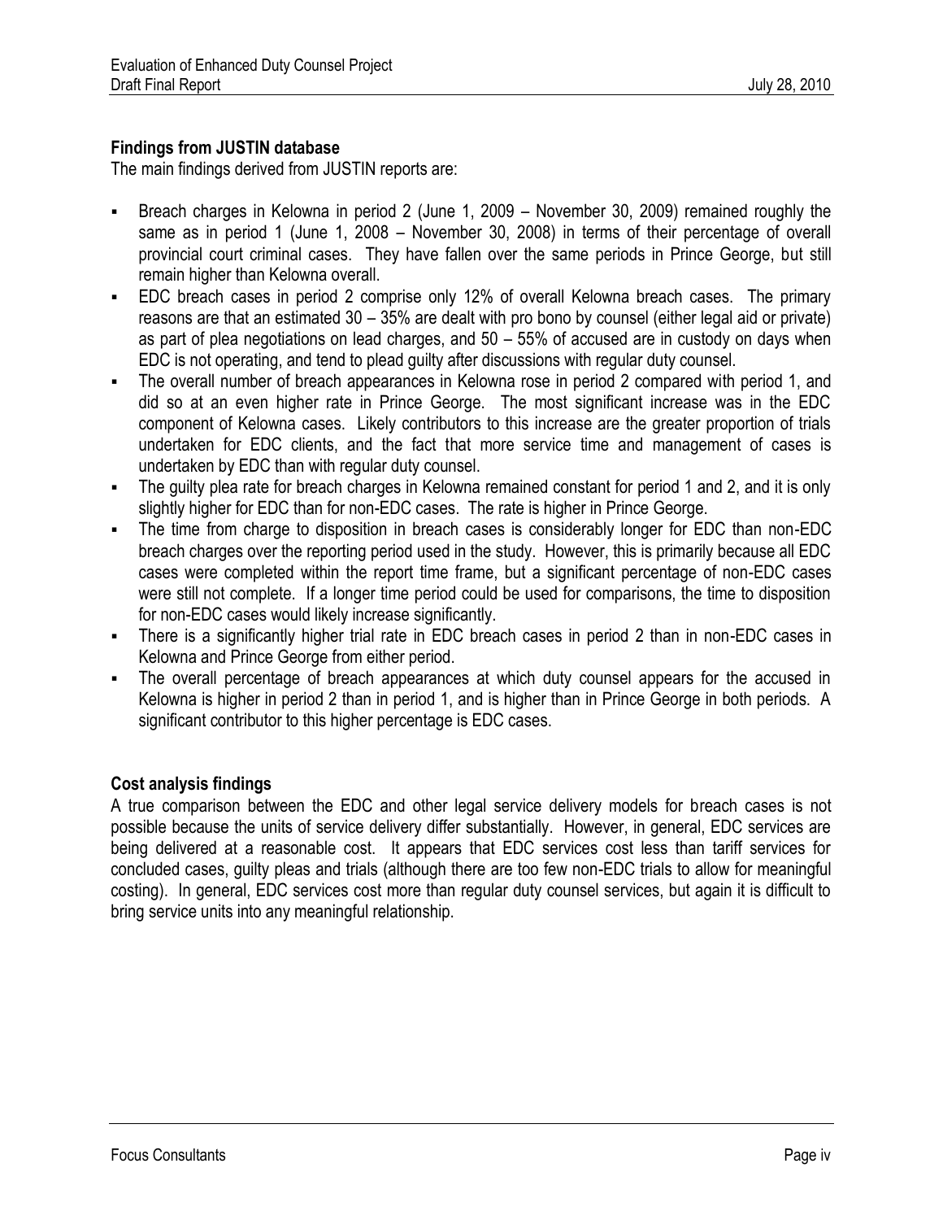### Findings from JUSTIN database

The main findings derived from JUSTIN reports are:

- Breach charges in Kelowna in period 2 (June 1, 2009 – November 30, 2009) remained roughly the same as in period 1 (June 1, 2008 – November 30, 2008) in terms of their percentage of overall provincial court criminal cases. They have fallen over the same periods in Prince George, but still remain higher than Kelowna overall.
- EDC breach cases in period 2 comprise only 12% of overall Kelowna breach cases. The primary reasons are that an estimated 30 – 35% are dealt with pro bono by counsel (either legal aid or private) as part of plea negotiations on lead charges, and 50 – 55% of accused are in custody on days when EDC is not operating, and tend to plead guilty after discussions with regular duty counsel.
- The overall number of breach appearances in Kelowna rose in period 2 compared with period 1, and did so at an even higher rate in Prince George. The most significant increase was in the EDC component of Kelowna cases. Likely contributors to this increase are the greater proportion of trials undertaken for EDC clients, and the fact that more service time and management of cases is undertaken by EDC than with regular duty counsel.
- The guilty plea rate for breach charges in Kelowna remained constant for period 1 and 2, and it is only slightly higher for EDC than for non-EDC cases. The rate is higher in Prince George.
- The time from charge to disposition in breach cases is considerably longer for EDC than non-EDC breach charges over the reporting period used in the study. However, this is primarily because all EDC cases were completed within the report time frame, but a significant percentage of non-EDC cases were still not complete. If a longer time period could be used for comparisons, the time to disposition for non-EDC cases would likely increase significantly.
- There is a significantly higher trial rate in EDC breach cases in period 2 than in non-EDC cases in Kelowna and Prince George from either period.
- The overall percentage of breach appearances at which duty counsel appears for the accused in Kelowna is higher in period 2 than in period 1, and is higher than in Prince George in both periods. A significant contributor to this higher percentage is EDC cases.

### Cost analysis findings

A true comparison between the EDC and other legal service delivery models for breach cases is not possible because the units of service delivery differ substantially. However, in general, EDC services are being delivered at a reasonable cost. It appears that EDC services cost less than tariff services for concluded cases, guilty pleas and trials (although there are too few non-EDC trials to allow for meaningful costing). In general, EDC services cost more than regular duty counsel services, but again it is difficult to bring service units into any meaningful relationship.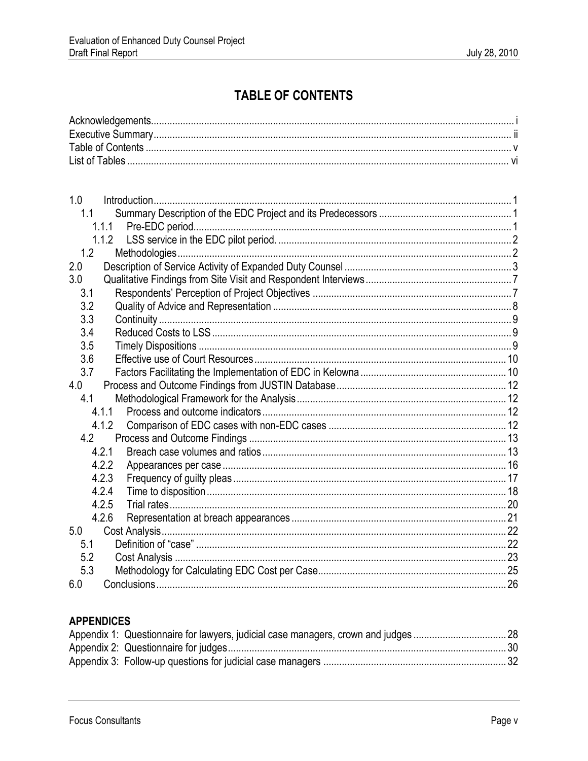# TABLE OF CONTENTS

Acknowledgements ..... i
Executive Summary ..... ii
Table of Contents ..... v
List of Tables ..... vi

1.0 Introduction ..... 1
  1.1 Summary Description of the EDC Project and its Predecessors ..... 1
    1.1.1 Pre-EDC period ..... 1
    1.1.2 LSS service in the EDC pilot period. ..... 2
  1.2 Methodologies ..... 2
2.0 Description of Service Activity of Expanded Duty Counsel ..... 3
3.0 Qualitative Findings from Site Visit and Respondent Interviews ..... 7
  3.1 Respondents' Perception of Project Objectives ..... 7
  3.2 Quality of Advice and Representation ..... 8
  3.3 Continuity ..... 9
  3.4 Reduced Costs to LSS ..... 9
  3.5 Timely Dispositions ..... 9
  3.6 Effective use of Court Resources ..... 10
  3.7 Factors Facilitating the Implementation of EDC in Kelowna ..... 10
4.0 Process and Outcome Findings from JUSTIN Database ..... 12
  4.1 Methodological Framework for the Analysis ..... 12
    4.1.1 Process and outcome indicators ..... 12
    4.1.2 Comparison of EDC cases with non-EDC cases ..... 12
  4.2 Process and Outcome Findings ..... 13
    4.2.1 Breach case volumes and ratios ..... 13
    4.2.2 Appearances per case ..... 16
    4.2.3 Frequency of guilty pleas ..... 17
    4.2.4 Time to disposition ..... 18
    4.2.5 Trial rates ..... 20
    4.2.6 Representation at breach appearances ..... 21
5.0 Cost Analysis ..... 22
  5.1 Definition of "case" ..... 22
  5.2 Cost Analysis ..... 23
  5.3 Methodology for Calculating EDC Cost per Case ..... 25
6.0 Conclusions ..... 26

**APPENDICES**

Appendix 1: Questionnaire for lawyers, judicial case managers, crown and judges ..... 28
Appendix 2: Questionnaire for judges ..... 30
Appendix 3: Follow-up questions for judicial case managers ..... 32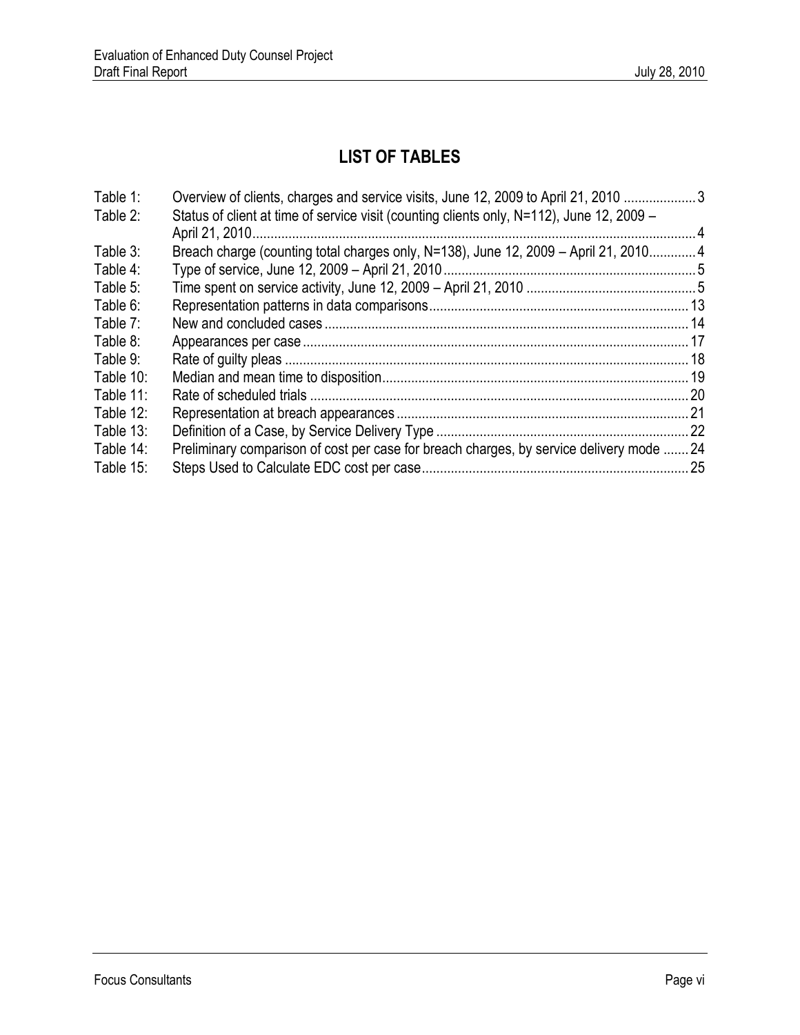# LIST OF TABLES

| | | |
|---|---|---|
| Table 1: | Overview of clients, charges and service visits, June 12, 2009 to April 21, 2010 | 3 |
| Table 2: | Status of client at time of service visit (counting clients only, N=112), June 12, 2009 – April 21, 2010 | 4 |
| Table 3: | Breach charge (counting total charges only, N=138), June 12, 2009 – April 21, 2010 | 4 |
| Table 4: | Type of service, June 12, 2009 – April 21, 2010 | 5 |
| Table 5: | Time spent on service activity, June 12, 2009 – April 21, 2010 | 5 |
| Table 6: | Representation patterns in data comparisons | 13 |
| Table 7: | New and concluded cases | 14 |
| Table 8: | Appearances per case | 17 |
| Table 9: | Rate of guilty pleas | 18 |
| Table 10: | Median and mean time to disposition | 19 |
| Table 11: | Rate of scheduled trials | 20 |
| Table 12: | Representation at breach appearances | 21 |
| Table 13: | Definition of a Case, by Service Delivery Type | 22 |
| Table 14: | Preliminary comparison of cost per case for breach charges, by service delivery mode | 24 |
| Table 15: | Steps Used to Calculate EDC cost per case | 25 |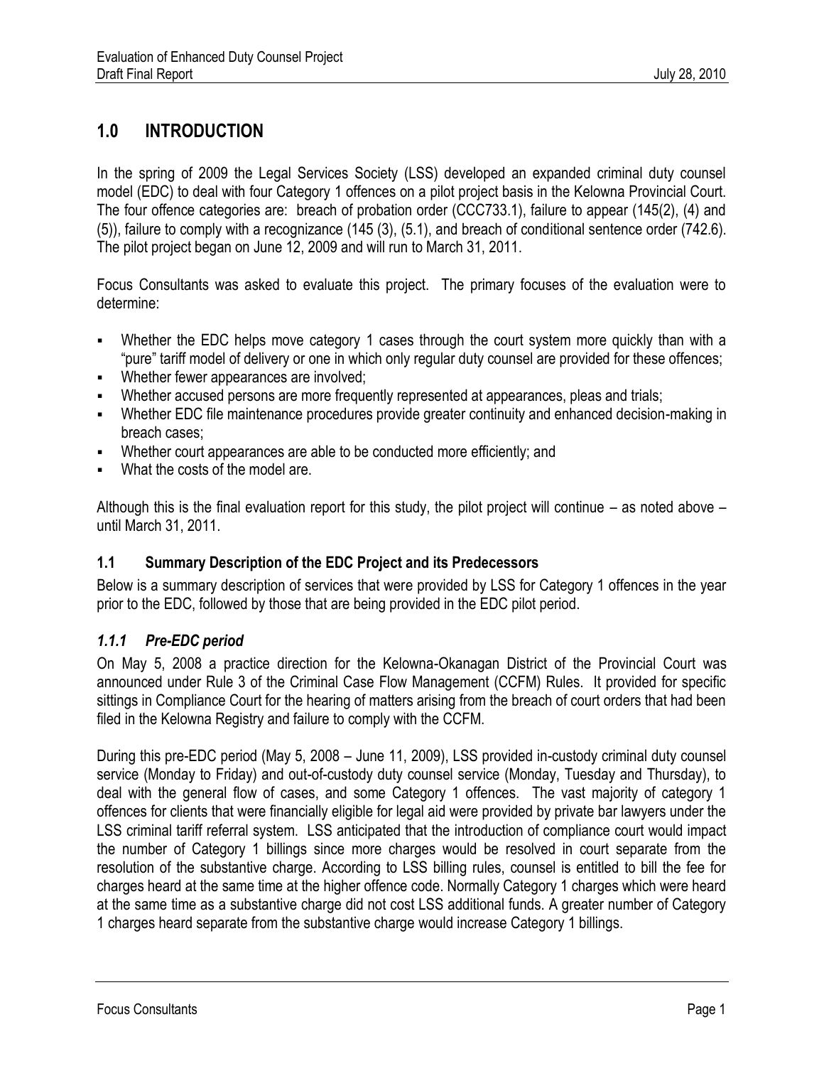## 1.0 INTRODUCTION

In the spring of 2009 the Legal Services Society (LSS) developed an expanded criminal duty counsel model (EDC) to deal with four Category 1 offences on a pilot project basis in the Kelowna Provincial Court. The four offence categories are: breach of probation order (CCC733.1), failure to appear (145(2), (4) and (5)), failure to comply with a recognizance (145 (3), (5.1), and breach of conditional sentence order (742.6). The pilot project began on June 12, 2009 and will run to March 31, 2011.

Focus Consultants was asked to evaluate this project. The primary focuses of the evaluation were to determine:

- Whether the EDC helps move category 1 cases through the court system more quickly than with a "pure" tariff model of delivery or one in which only regular duty counsel are provided for these offences;
- Whether fewer appearances are involved;
- Whether accused persons are more frequently represented at appearances, pleas and trials;
- Whether EDC file maintenance procedures provide greater continuity and enhanced decision-making in breach cases;
- Whether court appearances are able to be conducted more efficiently; and
- What the costs of the model are.

Although this is the final evaluation report for this study, the pilot project will continue – as noted above – until March 31, 2011.

### 1.1 Summary Description of the EDC Project and its Predecessors

Below is a summary description of services that were provided by LSS for Category 1 offences in the year prior to the EDC, followed by those that are being provided in the EDC pilot period.

#### *1.1.1 Pre-EDC period*

On May 5, 2008 a practice direction for the Kelowna-Okanagan District of the Provincial Court was announced under Rule 3 of the Criminal Case Flow Management (CCFM) Rules. It provided for specific sittings in Compliance Court for the hearing of matters arising from the breach of court orders that had been filed in the Kelowna Registry and failure to comply with the CCFM.

During this pre-EDC period (May 5, 2008 – June 11, 2009), LSS provided in-custody criminal duty counsel service (Monday to Friday) and out-of-custody duty counsel service (Monday, Tuesday and Thursday), to deal with the general flow of cases, and some Category 1 offences. The vast majority of category 1 offences for clients that were financially eligible for legal aid were provided by private bar lawyers under the LSS criminal tariff referral system. LSS anticipated that the introduction of compliance court would impact the number of Category 1 billings since more charges would be resolved in court separate from the resolution of the substantive charge. According to LSS billing rules, counsel is entitled to bill the fee for charges heard at the same time at the higher offence code. Normally Category 1 charges which were heard at the same time as a substantive charge did not cost LSS additional funds. A greater number of Category 1 charges heard separate from the substantive charge would increase Category 1 billings.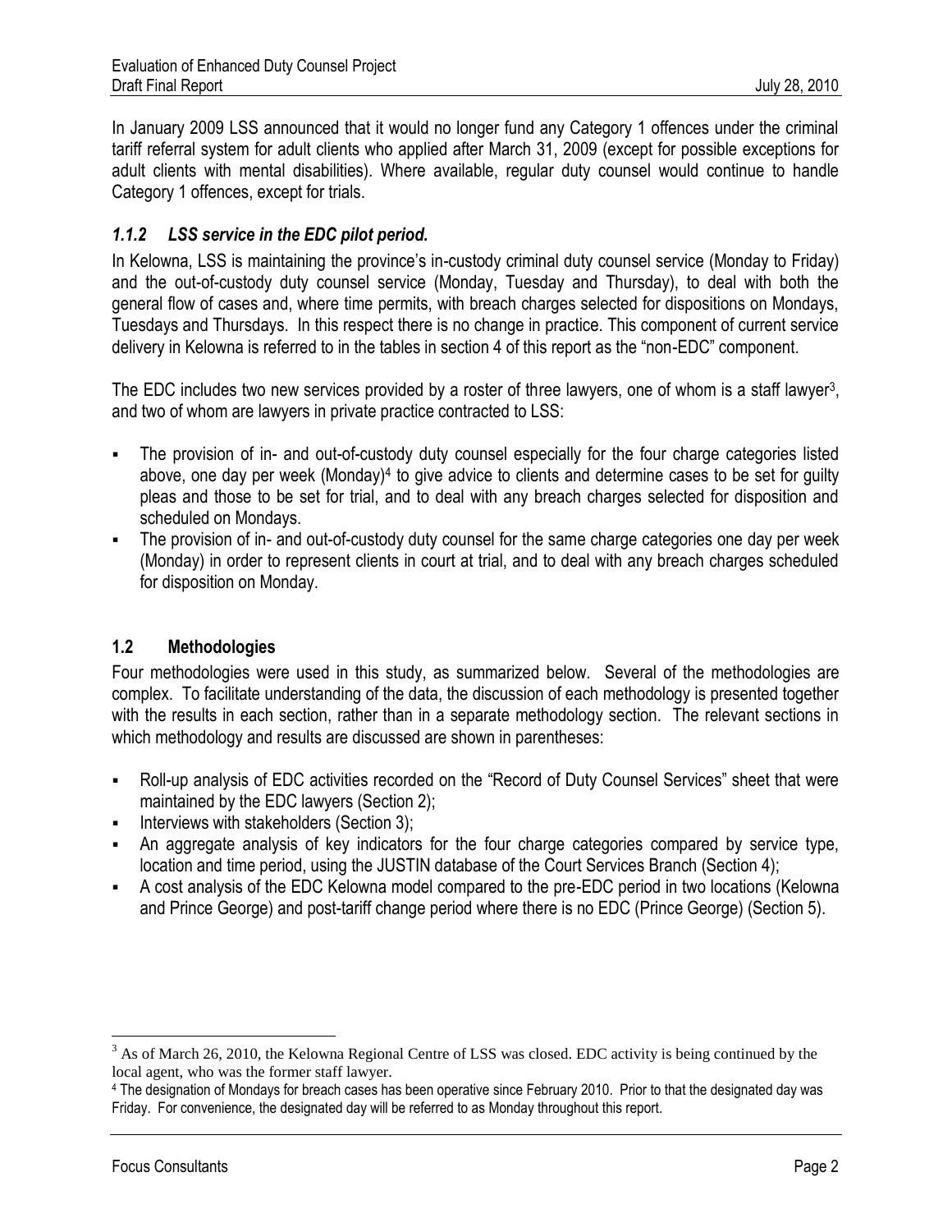In January 2009 LSS announced that it would no longer fund any Category 1 offences under the criminal tariff referral system for adult clients who applied after March 31, 2009 (except for possible exceptions for adult clients with mental disabilities). Where available, regular duty counsel would continue to handle Category 1 offences, except for trials.

### *1.1.2 LSS service in the EDC pilot period.*

In Kelowna, LSS is maintaining the province's in-custody criminal duty counsel service (Monday to Friday) and the out-of-custody duty counsel service (Monday, Tuesday and Thursday), to deal with both the general flow of cases and, where time permits, with breach charges selected for dispositions on Mondays, Tuesdays and Thursdays. In this respect there is no change in practice. This component of current service delivery in Kelowna is referred to in the tables in section 4 of this report as the "non-EDC" component.

The EDC includes two new services provided by a roster of three lawyers, one of whom is a staff lawyer[3], and two of whom are lawyers in private practice contracted to LSS:

- The provision of in- and out-of-custody duty counsel especially for the four charge categories listed above, one day per week (Monday)[4] to give advice to clients and determine cases to be set for guilty pleas and those to be set for trial, and to deal with any breach charges selected for disposition and scheduled on Mondays.
- The provision of in- and out-of-custody duty counsel for the same charge categories one day per week (Monday) in order to represent clients in court at trial, and to deal with any breach charges scheduled for disposition on Monday.

## 1.2 Methodologies

Four methodologies were used in this study, as summarized below. Several of the methodologies are complex. To facilitate understanding of the data, the discussion of each methodology is presented together with the results in each section, rather than in a separate methodology section. The relevant sections in which methodology and results are discussed are shown in parentheses:

- Roll-up analysis of EDC activities recorded on the "Record of Duty Counsel Services" sheet that were maintained by the EDC lawyers (Section 2);
- Interviews with stakeholders (Section 3);
- An aggregate analysis of key indicators for the four charge categories compared by service type, location and time period, using the JUSTIN database of the Court Services Branch (Section 4);
- A cost analysis of the EDC Kelowna model compared to the pre-EDC period in two locations (Kelowna and Prince George) and post-tariff change period where there is no EDC (Prince George) (Section 5).

---

[3] As of March 26, 2010, the Kelowna Regional Centre of LSS was closed. EDC activity is being continued by the local agent, who was the former staff lawyer.

[4] The designation of Mondays for breach cases has been operative since February 2010. Prior to that the designated day was Friday. For convenience, the designated day will be referred to as Monday throughout this report.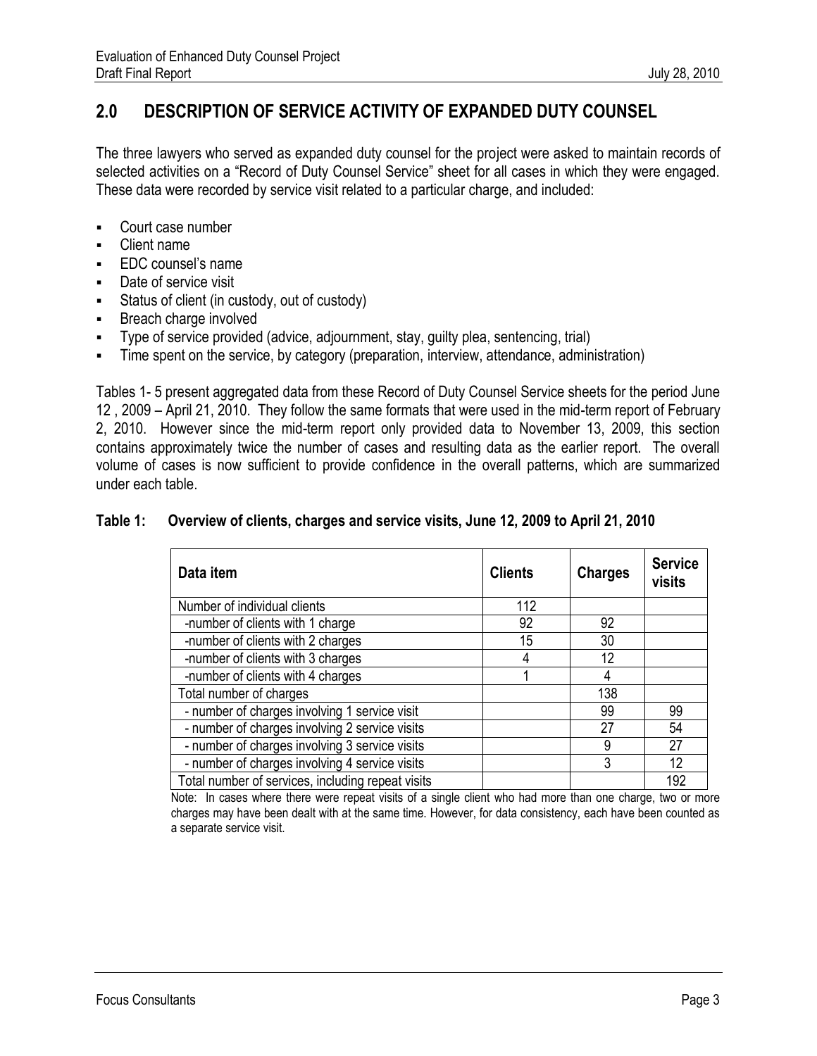## 2.0 DESCRIPTION OF SERVICE ACTIVITY OF EXPANDED DUTY COUNSEL

The three lawyers who served as expanded duty counsel for the project were asked to maintain records of selected activities on a "Record of Duty Counsel Service" sheet for all cases in which they were engaged. These data were recorded by service visit related to a particular charge, and included:

- Court case number
- Client name
- EDC counsel's name
- Date of service visit
- Status of client (in custody, out of custody)
- Breach charge involved
- Type of service provided (advice, adjournment, stay, guilty plea, sentencing, trial)
- Time spent on the service, by category (preparation, interview, attendance, administration)

Tables 1- 5 present aggregated data from these Record of Duty Counsel Service sheets for the period June 12 , 2009 – April 21, 2010. They follow the same formats that were used in the mid-term report of February 2, 2010. However since the mid-term report only provided data to November 13, 2009, this section contains approximately twice the number of cases and resulting data as the earlier report. The overall volume of cases is now sufficient to provide confidence in the overall patterns, which are summarized under each table.

**Table 1: Overview of clients, charges and service visits, June 12, 2009 to April 21, 2010**

| Data item | Clients | Charges | Service visits |
|---|---|---|---|
| Number of individual clients | 112 | | |
| -number of clients with 1 charge | 92 | 92 | |
| -number of clients with 2 charges | 15 | 30 | |
| -number of clients with 3 charges | 4 | 12 | |
| -number of clients with 4 charges | 1 | 4 | |
| Total number of charges | | 138 | |
| - number of charges involving 1 service visit | | 99 | 99 |
| - number of charges involving 2 service visits | | 27 | 54 |
| - number of charges involving 3 service visits | | 9 | 27 |
| - number of charges involving 4 service visits | | 3 | 12 |
| Total number of services, including repeat visits | | | 192 |

Note: In cases where there were repeat visits of a single client who had more than one charge, two or more charges may have been dealt with at the same time. However, for data consistency, each have been counted as a separate service visit.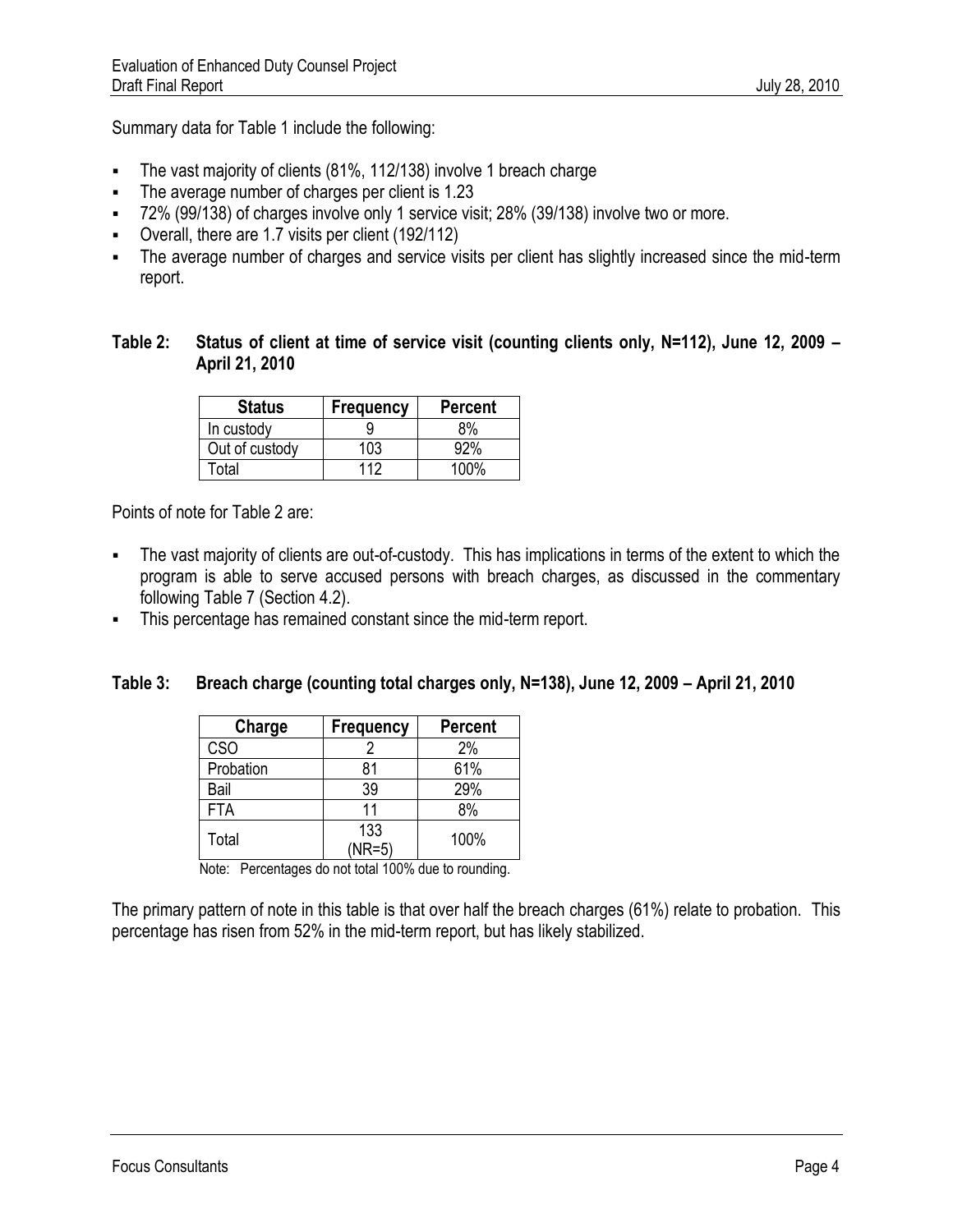Summary data for Table 1 include the following:

- The vast majority of clients (81%, 112/138) involve 1 breach charge
- The average number of charges per client is 1.23
- 72% (99/138) of charges involve only 1 service visit; 28% (39/138) involve two or more.
- Overall, there are 1.7 visits per client (192/112)
- The average number of charges and service visits per client has slightly increased since the mid-term report.

**Table 2: Status of client at time of service visit (counting clients only, N=112), June 12, 2009 – April 21, 2010**

| Status | Frequency | Percent |
|---|---|---|
| In custody | 9 | 8% |
| Out of custody | 103 | 92% |
| Total | 112 | 100% |

Points of note for Table 2 are:

- The vast majority of clients are out-of-custody. This has implications in terms of the extent to which the program is able to serve accused persons with breach charges, as discussed in the commentary following Table 7 (Section 4.2).
- This percentage has remained constant since the mid-term report.

**Table 3: Breach charge (counting total charges only, N=138), June 12, 2009 – April 21, 2010**

| Charge | Frequency | Percent |
|---|---|---|
| CSO | 2 | 2% |
| Probation | 81 | 61% |
| Bail | 39 | 29% |
| FTA | 11 | 8% |
| Total | 133 (NR=5) | 100% |

Note: Percentages do not total 100% due to rounding.

The primary pattern of note in this table is that over half the breach charges (61%) relate to probation. This percentage has risen from 52% in the mid-term report, but has likely stabilized.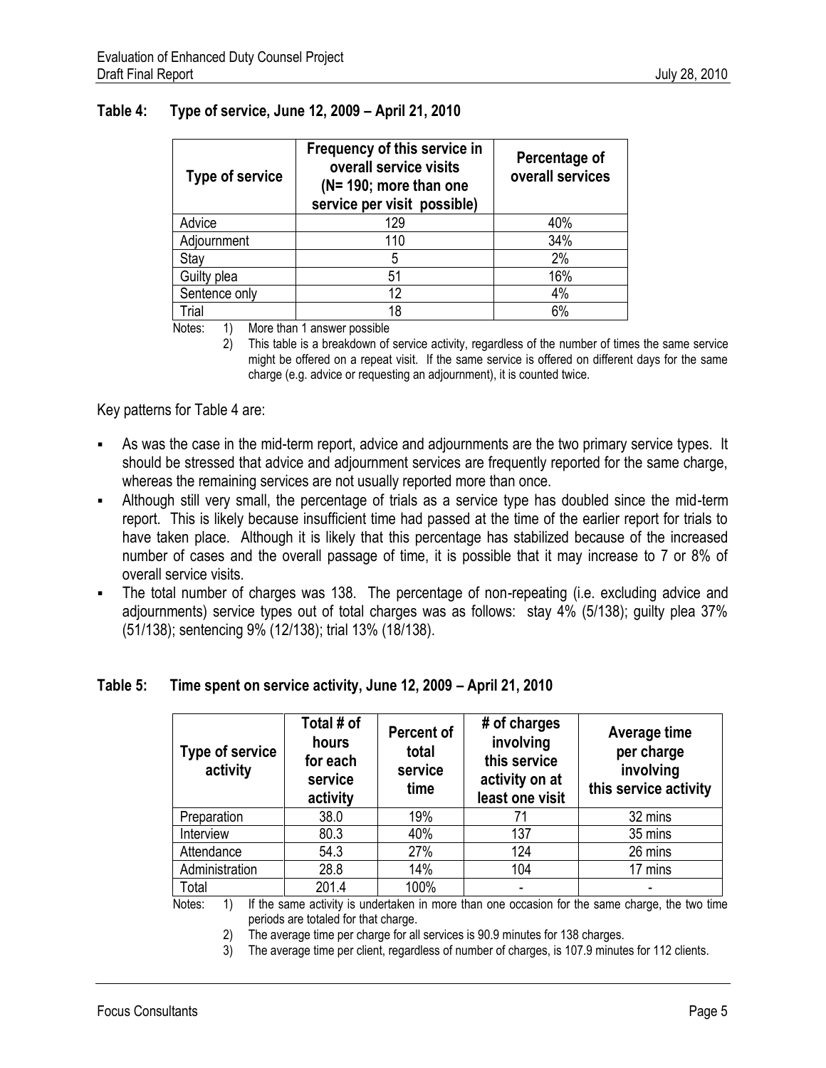**Table 4: Type of service, June 12, 2009 – April 21, 2010**

| Type of service | Frequency of this service in overall service visits (N= 190; more than one service per visit possible) | Percentage of overall services |
|---|---|---|
| Advice | 129 | 40% |
| Adjournment | 110 | 34% |
| Stay | 5 | 2% |
| Guilty plea | 51 | 16% |
| Sentence only | 12 | 4% |
| Trial | 18 | 6% |

Notes:
1) More than 1 answer possible
2) This table is a breakdown of service activity, regardless of the number of times the same service might be offered on a repeat visit. If the same service is offered on different days for the same charge (e.g. advice or requesting an adjournment), it is counted twice.

Key patterns for Table 4 are:

- As was the case in the mid-term report, advice and adjournments are the two primary service types. It should be stressed that advice and adjournment services are frequently reported for the same charge, whereas the remaining services are not usually reported more than once.
- Although still very small, the percentage of trials as a service type has doubled since the mid-term report. This is likely because insufficient time had passed at the time of the earlier report for trials to have taken place. Although it is likely that this percentage has stabilized because of the increased number of cases and the overall passage of time, it is possible that it may increase to 7 or 8% of overall service visits.
- The total number of charges was 138. The percentage of non-repeating (i.e. excluding advice and adjournments) service types out of total charges was as follows: stay 4% (5/138); guilty plea 37% (51/138); sentencing 9% (12/138); trial 13% (18/138).

**Table 5: Time spent on service activity, June 12, 2009 – April 21, 2010**

| Type of service activity | Total # of hours for each service activity | Percent of total service time | # of charges involving this service activity on at least one visit | Average time per charge involving this service activity |
|---|---|---|---|---|
| Preparation | 38.0 | 19% | 71 | 32 mins |
| Interview | 80.3 | 40% | 137 | 35 mins |
| Attendance | 54.3 | 27% | 124 | 26 mins |
| Administration | 28.8 | 14% | 104 | 17 mins |
| Total | 201.4 | 100% | - | - |

Notes:
1) If the same activity is undertaken in more than one occasion for the same charge, the two time periods are totaled for that charge.
2) The average time per charge for all services is 90.9 minutes for 138 charges.
3) The average time per client, regardless of number of charges, is 107.9 minutes for 112 clients.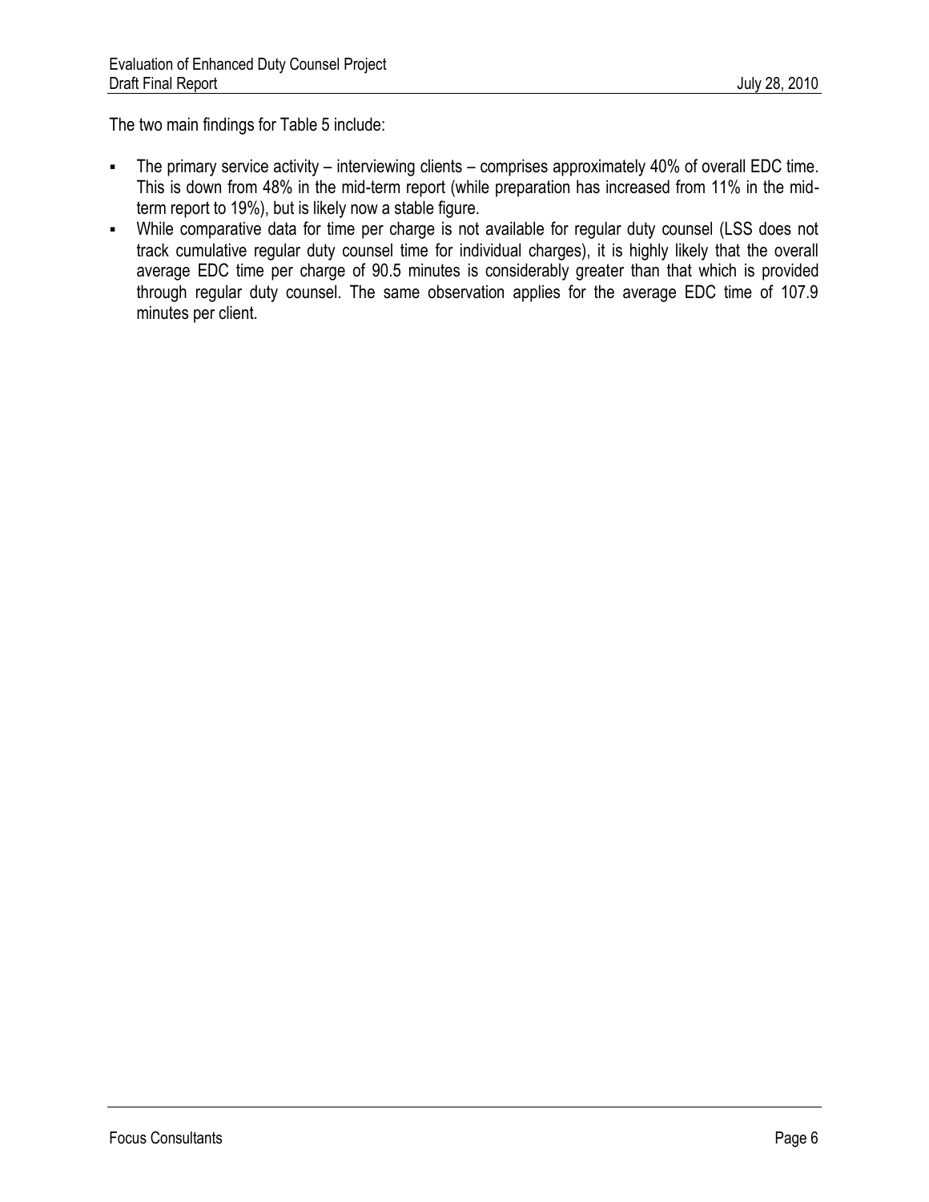The two main findings for Table 5 include:

- The primary service activity – interviewing clients – comprises approximately 40% of overall EDC time. This is down from 48% in the mid-term report (while preparation has increased from 11% in the mid-term report to 19%), but is likely now a stable figure.
- While comparative data for time per charge is not available for regular duty counsel (LSS does not track cumulative regular duty counsel time for individual charges), it is highly likely that the overall average EDC time per charge of 90.5 minutes is considerably greater than that which is provided through regular duty counsel. The same observation applies for the average EDC time of 107.9 minutes per client.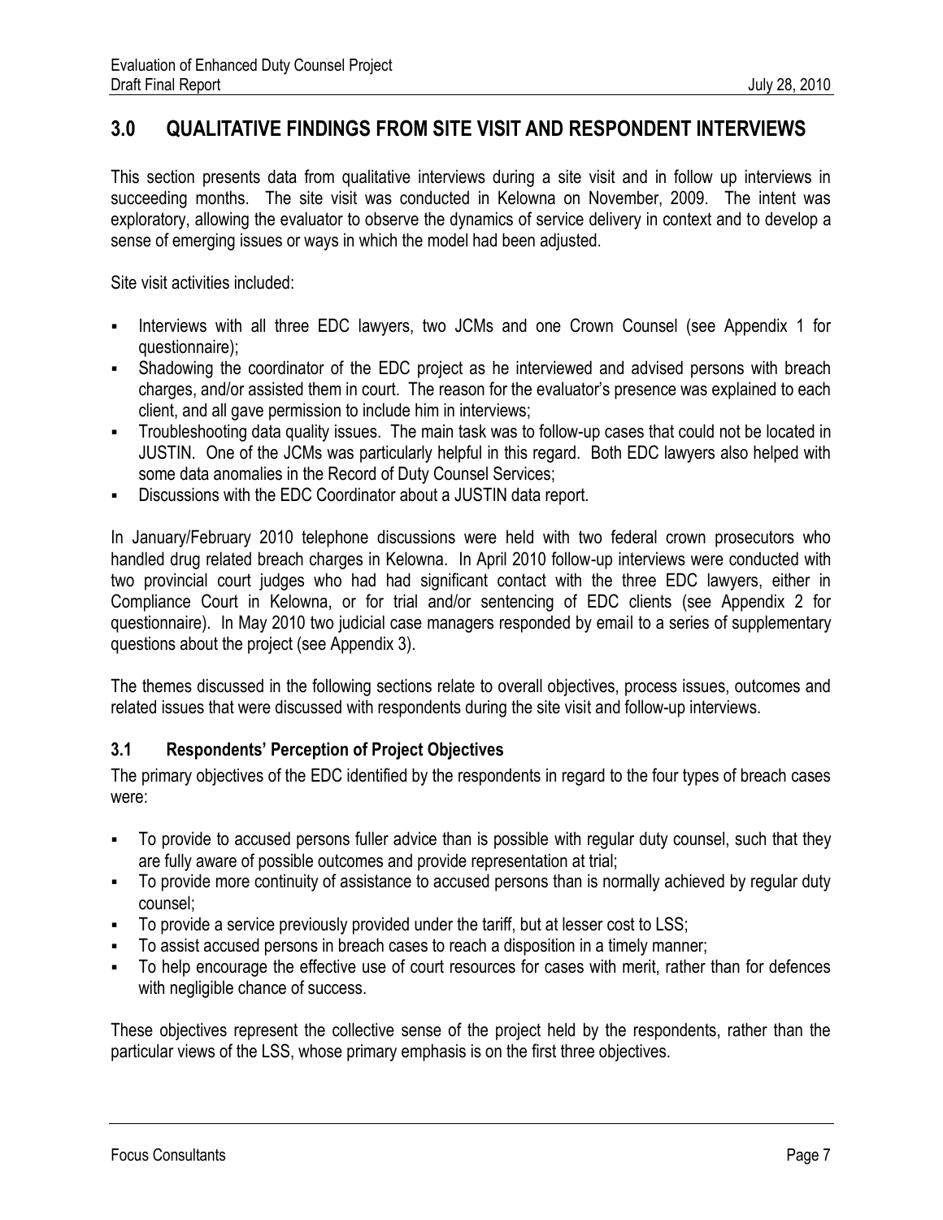## 3.0 QUALITATIVE FINDINGS FROM SITE VISIT AND RESPONDENT INTERVIEWS

This section presents data from qualitative interviews during a site visit and in follow up interviews in succeeding months. The site visit was conducted in Kelowna on November, 2009. The intent was exploratory, allowing the evaluator to observe the dynamics of service delivery in context and to develop a sense of emerging issues or ways in which the model had been adjusted.

Site visit activities included:

- Interviews with all three EDC lawyers, two JCMs and one Crown Counsel (see Appendix 1 for questionnaire);
- Shadowing the coordinator of the EDC project as he interviewed and advised persons with breach charges, and/or assisted them in court. The reason for the evaluator's presence was explained to each client, and all gave permission to include him in interviews;
- Troubleshooting data quality issues. The main task was to follow-up cases that could not be located in JUSTIN. One of the JCMs was particularly helpful in this regard. Both EDC lawyers also helped with some data anomalies in the Record of Duty Counsel Services;
- Discussions with the EDC Coordinator about a JUSTIN data report.

In January/February 2010 telephone discussions were held with two federal crown prosecutors who handled drug related breach charges in Kelowna. In April 2010 follow-up interviews were conducted with two provincial court judges who had had significant contact with the three EDC lawyers, either in Compliance Court in Kelowna, or for trial and/or sentencing of EDC clients (see Appendix 2 for questionnaire). In May 2010 two judicial case managers responded by email to a series of supplementary questions about the project (see Appendix 3).

The themes discussed in the following sections relate to overall objectives, process issues, outcomes and related issues that were discussed with respondents during the site visit and follow-up interviews.

### 3.1 Respondents' Perception of Project Objectives

The primary objectives of the EDC identified by the respondents in regard to the four types of breach cases were:

- To provide to accused persons fuller advice than is possible with regular duty counsel, such that they are fully aware of possible outcomes and provide representation at trial;
- To provide more continuity of assistance to accused persons than is normally achieved by regular duty counsel;
- To provide a service previously provided under the tariff, but at lesser cost to LSS;
- To assist accused persons in breach cases to reach a disposition in a timely manner;
- To help encourage the effective use of court resources for cases with merit, rather than for defences with negligible chance of success.

These objectives represent the collective sense of the project held by the respondents, rather than the particular views of the LSS, whose primary emphasis is on the first three objectives.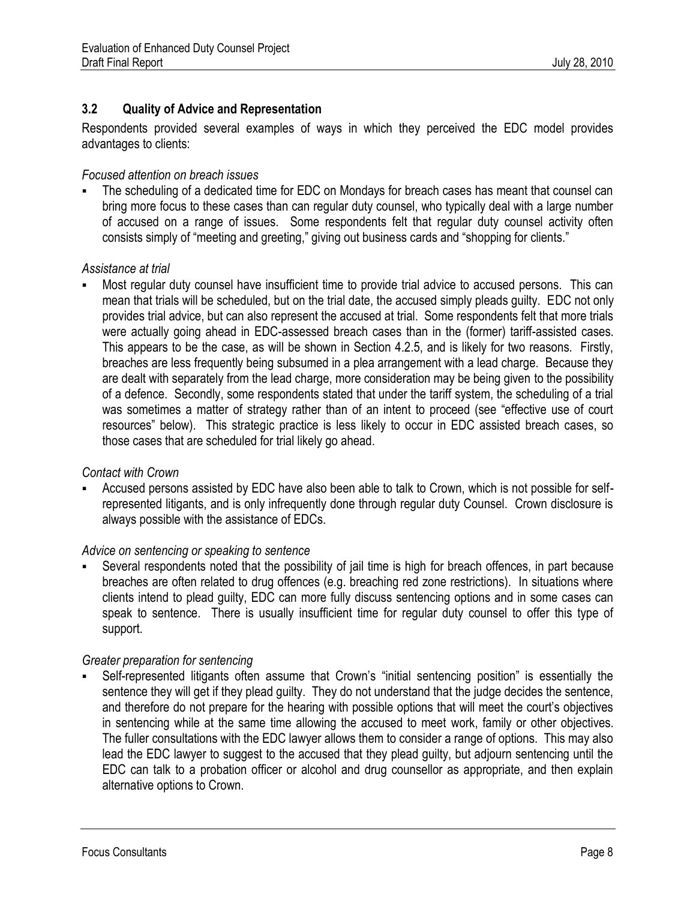## 3.2 Quality of Advice and Representation

Respondents provided several examples of ways in which they perceived the EDC model provides advantages to clients:

*Focused attention on breach issues*

- The scheduling of a dedicated time for EDC on Mondays for breach cases has meant that counsel can bring more focus to these cases than can regular duty counsel, who typically deal with a large number of accused on a range of issues. Some respondents felt that regular duty counsel activity often consists simply of "meeting and greeting," giving out business cards and "shopping for clients."

*Assistance at trial*

- Most regular duty counsel have insufficient time to provide trial advice to accused persons. This can mean that trials will be scheduled, but on the trial date, the accused simply pleads guilty. EDC not only provides trial advice, but can also represent the accused at trial. Some respondents felt that more trials were actually going ahead in EDC-assessed breach cases than in the (former) tariff-assisted cases. This appears to be the case, as will be shown in Section 4.2.5, and is likely for two reasons. Firstly, breaches are less frequently being subsumed in a plea arrangement with a lead charge. Because they are dealt with separately from the lead charge, more consideration may be being given to the possibility of a defence. Secondly, some respondents stated that under the tariff system, the scheduling of a trial was sometimes a matter of strategy rather than of an intent to proceed (see "effective use of court resources" below). This strategic practice is less likely to occur in EDC assisted breach cases, so those cases that are scheduled for trial likely go ahead.

*Contact with Crown*

- Accused persons assisted by EDC have also been able to talk to Crown, which is not possible for self-represented litigants, and is only infrequently done through regular duty Counsel. Crown disclosure is always possible with the assistance of EDCs.

*Advice on sentencing or speaking to sentence*

- Several respondents noted that the possibility of jail time is high for breach offences, in part because breaches are often related to drug offences (e.g. breaching red zone restrictions). In situations where clients intend to plead guilty, EDC can more fully discuss sentencing options and in some cases can speak to sentence. There is usually insufficient time for regular duty counsel to offer this type of support.

*Greater preparation for sentencing*

- Self-represented litigants often assume that Crown's "initial sentencing position" is essentially the sentence they will get if they plead guilty. They do not understand that the judge decides the sentence, and therefore do not prepare for the hearing with possible options that will meet the court's objectives in sentencing while at the same time allowing the accused to meet work, family or other objectives. The fuller consultations with the EDC lawyer allows them to consider a range of options. This may also lead the EDC lawyer to suggest to the accused that they plead guilty, but adjourn sentencing until the EDC can talk to a probation officer or alcohol and drug counsellor as appropriate, and then explain alternative options to Crown.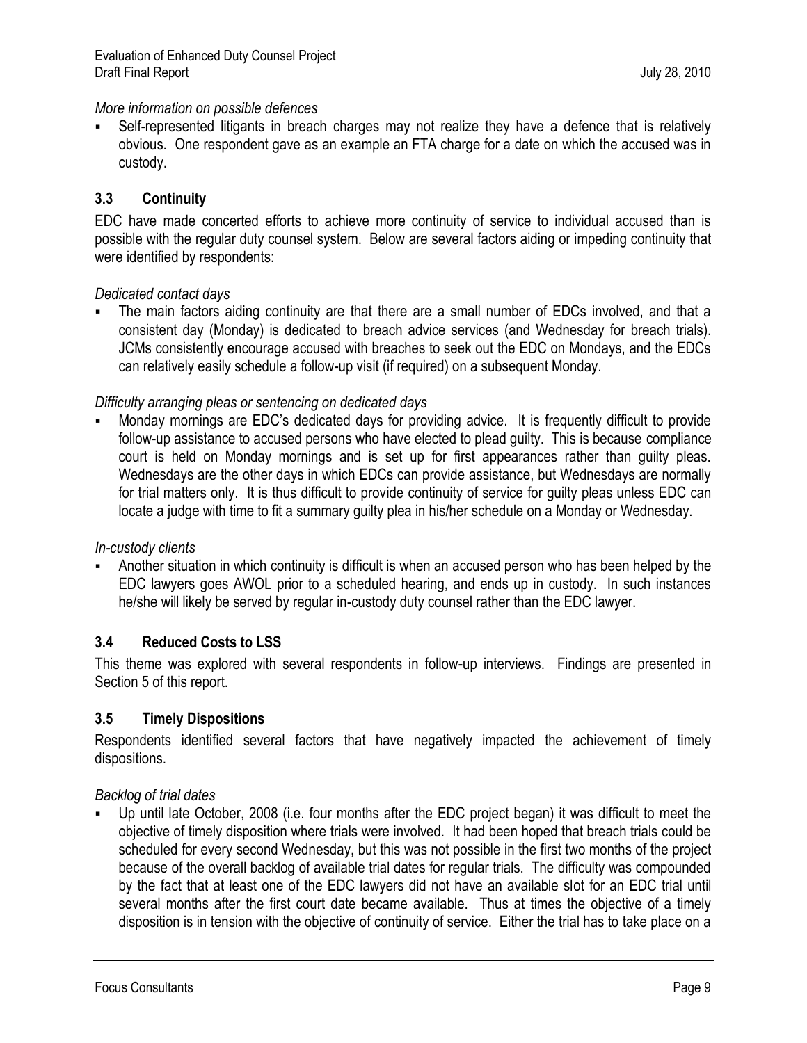*More information on possible defences*

- Self-represented litigants in breach charges may not realize they have a defence that is relatively obvious. One respondent gave as an example an FTA charge for a date on which the accused was in custody.

### 3.3 Continuity

EDC have made concerted efforts to achieve more continuity of service to individual accused than is possible with the regular duty counsel system. Below are several factors aiding or impeding continuity that were identified by respondents:

*Dedicated contact days*

- The main factors aiding continuity are that there are a small number of EDCs involved, and that a consistent day (Monday) is dedicated to breach advice services (and Wednesday for breach trials). JCMs consistently encourage accused with breaches to seek out the EDC on Mondays, and the EDCs can relatively easily schedule a follow-up visit (if required) on a subsequent Monday.

*Difficulty arranging pleas or sentencing on dedicated days*

- Monday mornings are EDC's dedicated days for providing advice. It is frequently difficult to provide follow-up assistance to accused persons who have elected to plead guilty. This is because compliance court is held on Monday mornings and is set up for first appearances rather than guilty pleas. Wednesdays are the other days in which EDCs can provide assistance, but Wednesdays are normally for trial matters only. It is thus difficult to provide continuity of service for guilty pleas unless EDC can locate a judge with time to fit a summary guilty plea in his/her schedule on a Monday or Wednesday.

*In-custody clients*

- Another situation in which continuity is difficult is when an accused person who has been helped by the EDC lawyers goes AWOL prior to a scheduled hearing, and ends up in custody. In such instances he/she will likely be served by regular in-custody duty counsel rather than the EDC lawyer.

### 3.4 Reduced Costs to LSS

This theme was explored with several respondents in follow-up interviews. Findings are presented in Section 5 of this report.

### 3.5 Timely Dispositions

Respondents identified several factors that have negatively impacted the achievement of timely dispositions.

*Backlog of trial dates*

- Up until late October, 2008 (i.e. four months after the EDC project began) it was difficult to meet the objective of timely disposition where trials were involved. It had been hoped that breach trials could be scheduled for every second Wednesday, but this was not possible in the first two months of the project because of the overall backlog of available trial dates for regular trials. The difficulty was compounded by the fact that at least one of the EDC lawyers did not have an available slot for an EDC trial until several months after the first court date became available. Thus at times the objective of a timely disposition is in tension with the objective of continuity of service. Either the trial has to take place on a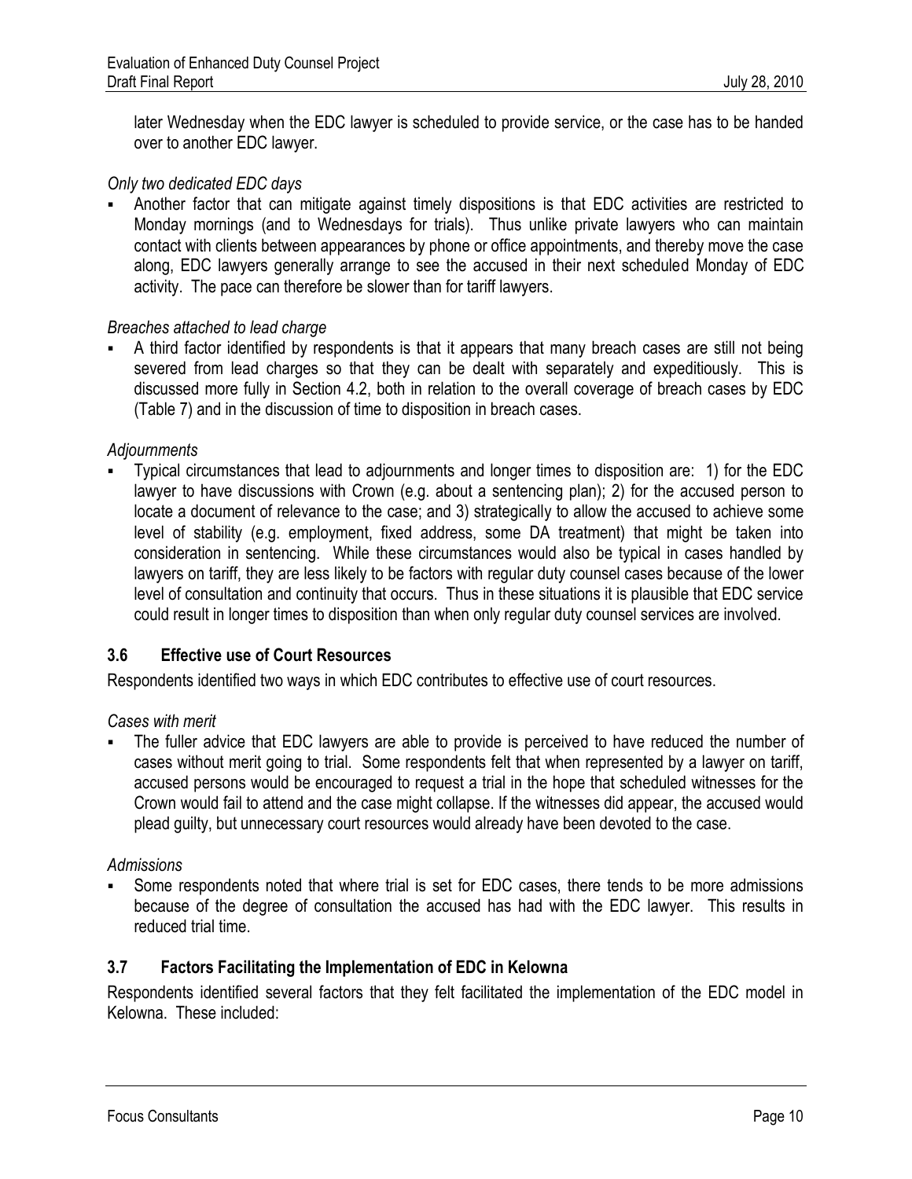later Wednesday when the EDC lawyer is scheduled to provide service, or the case has to be handed over to another EDC lawyer.

*Only two dedicated EDC days*

- Another factor that can mitigate against timely dispositions is that EDC activities are restricted to Monday mornings (and to Wednesdays for trials). Thus unlike private lawyers who can maintain contact with clients between appearances by phone or office appointments, and thereby move the case along, EDC lawyers generally arrange to see the accused in their next scheduled Monday of EDC activity. The pace can therefore be slower than for tariff lawyers.

*Breaches attached to lead charge*

- A third factor identified by respondents is that it appears that many breach cases are still not being severed from lead charges so that they can be dealt with separately and expeditiously. This is discussed more fully in Section 4.2, both in relation to the overall coverage of breach cases by EDC (Table 7) and in the discussion of time to disposition in breach cases.

*Adjournments*

- Typical circumstances that lead to adjournments and longer times to disposition are: 1) for the EDC lawyer to have discussions with Crown (e.g. about a sentencing plan); 2) for the accused person to locate a document of relevance to the case; and 3) strategically to allow the accused to achieve some level of stability (e.g. employment, fixed address, some DA treatment) that might be taken into consideration in sentencing. While these circumstances would also be typical in cases handled by lawyers on tariff, they are less likely to be factors with regular duty counsel cases because of the lower level of consultation and continuity that occurs. Thus in these situations it is plausible that EDC service could result in longer times to disposition than when only regular duty counsel services are involved.

### 3.6 Effective use of Court Resources

Respondents identified two ways in which EDC contributes to effective use of court resources.

*Cases with merit*

- The fuller advice that EDC lawyers are able to provide is perceived to have reduced the number of cases without merit going to trial. Some respondents felt that when represented by a lawyer on tariff, accused persons would be encouraged to request a trial in the hope that scheduled witnesses for the Crown would fail to attend and the case might collapse. If the witnesses did appear, the accused would plead guilty, but unnecessary court resources would already have been devoted to the case.

*Admissions*

- Some respondents noted that where trial is set for EDC cases, there tends to be more admissions because of the degree of consultation the accused has had with the EDC lawyer. This results in reduced trial time.

### 3.7 Factors Facilitating the Implementation of EDC in Kelowna

Respondents identified several factors that they felt facilitated the implementation of the EDC model in Kelowna. These included: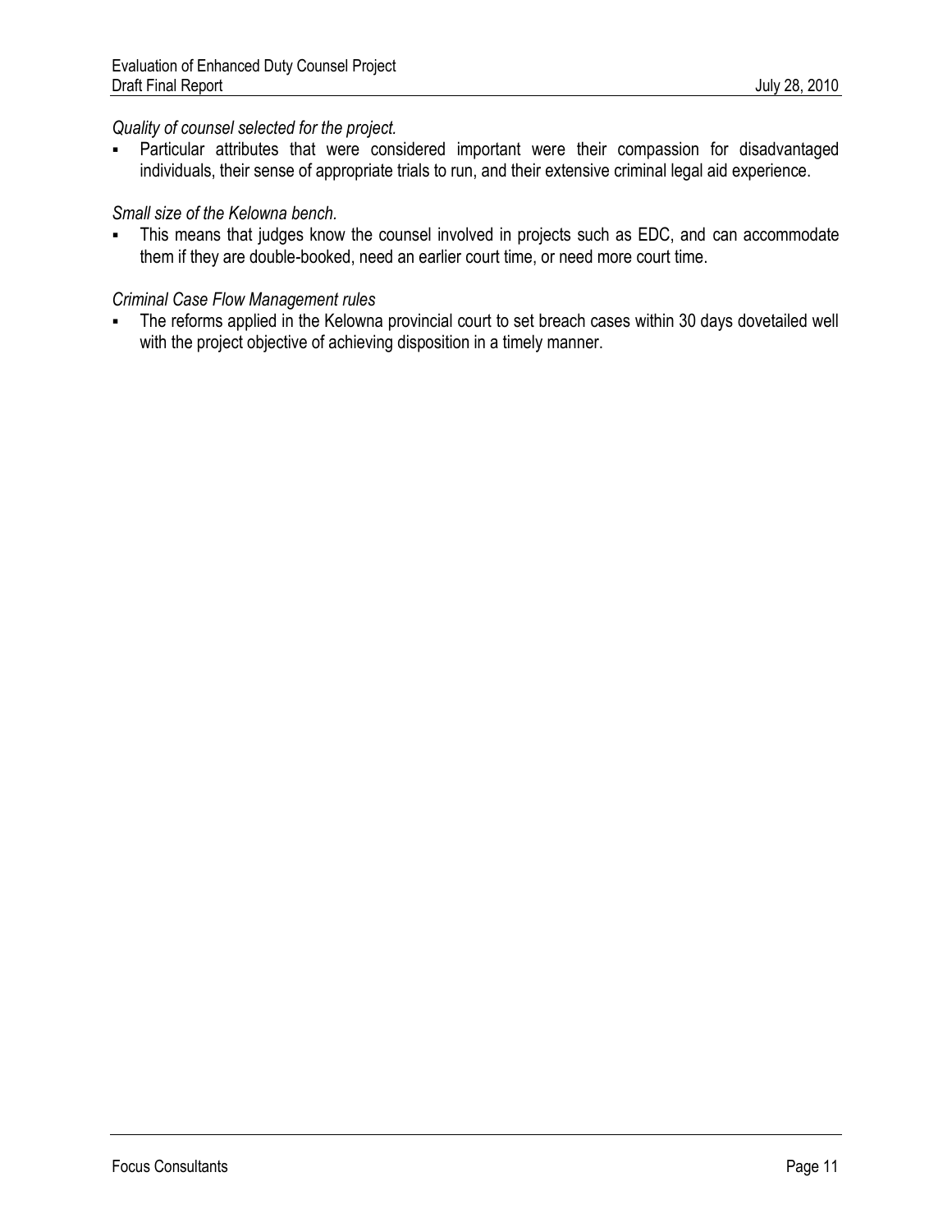*Quality of counsel selected for the project.*

- Particular attributes that were considered important were their compassion for disadvantaged individuals, their sense of appropriate trials to run, and their extensive criminal legal aid experience.

*Small size of the Kelowna bench.*

- This means that judges know the counsel involved in projects such as EDC, and can accommodate them if they are double-booked, need an earlier court time, or need more court time.

*Criminal Case Flow Management rules*

- The reforms applied in the Kelowna provincial court to set breach cases within 30 days dovetailed well with the project objective of achieving disposition in a timely manner.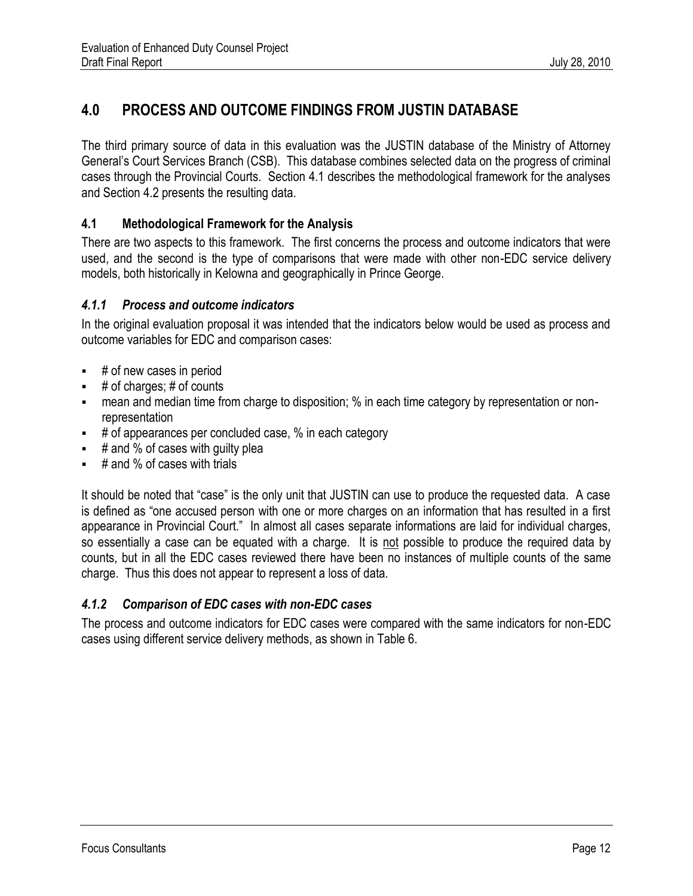# 4.0 PROCESS AND OUTCOME FINDINGS FROM JUSTIN DATABASE

The third primary source of data in this evaluation was the JUSTIN database of the Ministry of Attorney General's Court Services Branch (CSB). This database combines selected data on the progress of criminal cases through the Provincial Courts. Section 4.1 describes the methodological framework for the analyses and Section 4.2 presents the resulting data.

## 4.1 Methodological Framework for the Analysis

There are two aspects to this framework. The first concerns the process and outcome indicators that were used, and the second is the type of comparisons that were made with other non-EDC service delivery models, both historically in Kelowna and geographically in Prince George.

### *4.1.1 Process and outcome indicators*

In the original evaluation proposal it was intended that the indicators below would be used as process and outcome variables for EDC and comparison cases:

- # of new cases in period
- # of charges; # of counts
- mean and median time from charge to disposition; % in each time category by representation or non-representation
- # of appearances per concluded case, % in each category
- # and % of cases with guilty plea
- # and % of cases with trials

It should be noted that "case" is the only unit that JUSTIN can use to produce the requested data. A case is defined as "one accused person with one or more charges on an information that has resulted in a first appearance in Provincial Court." In almost all cases separate informations are laid for individual charges, so essentially a case can be equated with a charge. It is not possible to produce the required data by counts, but in all the EDC cases reviewed there have been no instances of multiple counts of the same charge. Thus this does not appear to represent a loss of data.

### *4.1.2 Comparison of EDC cases with non-EDC cases*

The process and outcome indicators for EDC cases were compared with the same indicators for non-EDC cases using different service delivery methods, as shown in Table 6.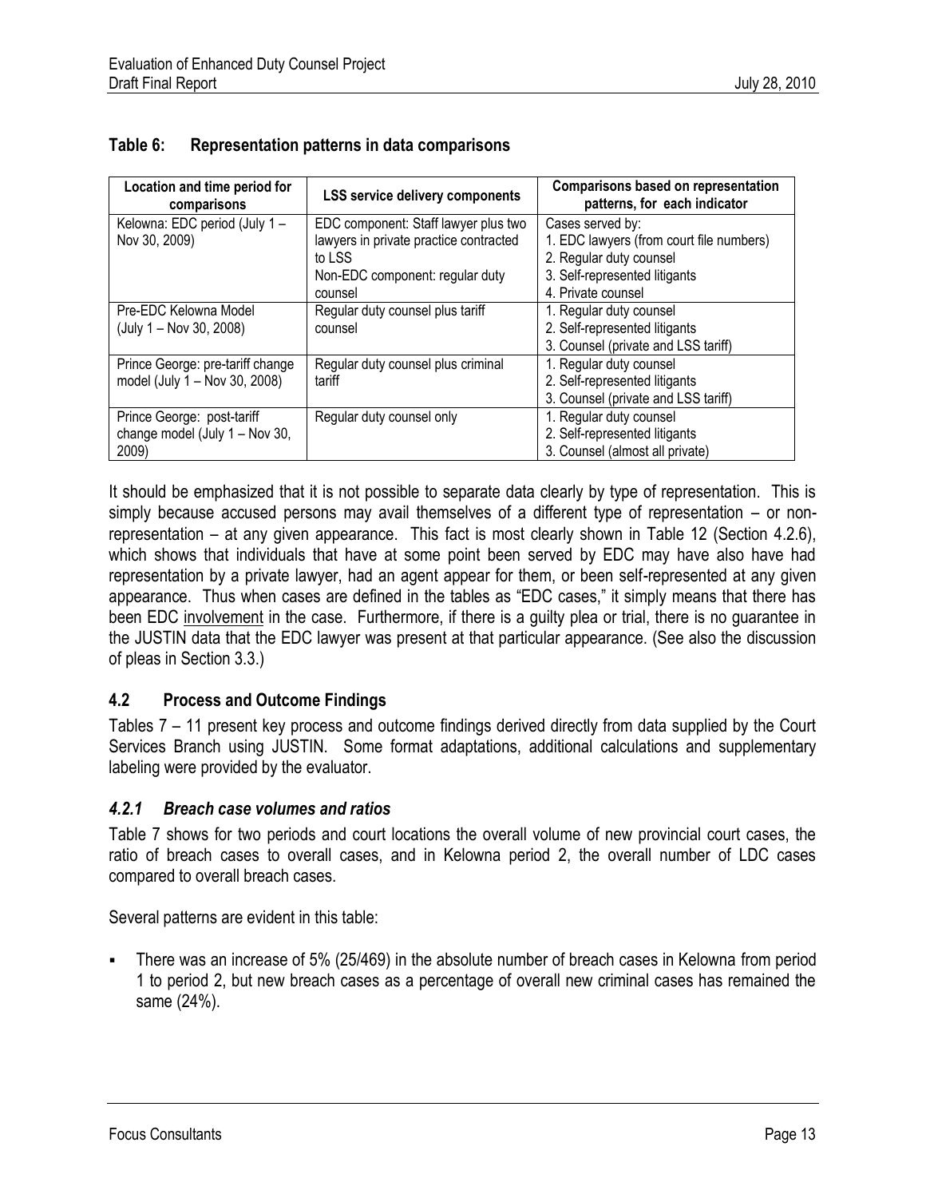**Table 6: Representation patterns in data comparisons**

| Location and time period for comparisons | LSS service delivery components | Comparisons based on representation patterns, for each indicator |
|---|---|---|
| Kelowna: EDC period (July 1 – Nov 30, 2009) | EDC component: Staff lawyer plus two lawyers in private practice contracted to LSS<br>Non-EDC component: regular duty counsel | Cases served by:<br>1. EDC lawyers (from court file numbers)<br>2. Regular duty counsel<br>3. Self-represented litigants<br>4. Private counsel |
| Pre-EDC Kelowna Model (July 1 – Nov 30, 2008) | Regular duty counsel plus tariff counsel | 1. Regular duty counsel<br>2. Self-represented litigants<br>3. Counsel (private and LSS tariff) |
| Prince George: pre-tariff change model (July 1 – Nov 30, 2008) | Regular duty counsel plus criminal tariff | 1. Regular duty counsel<br>2. Self-represented litigants<br>3. Counsel (private and LSS tariff) |
| Prince George: post-tariff change model (July 1 – Nov 30, 2009) | Regular duty counsel only | 1. Regular duty counsel<br>2. Self-represented litigants<br>3. Counsel (almost all private) |

It should be emphasized that it is not possible to separate data clearly by type of representation. This is simply because accused persons may avail themselves of a different type of representation – or non-representation – at any given appearance. This fact is most clearly shown in Table 12 (Section 4.2.6), which shows that individuals that have at some point been served by EDC may have also have had representation by a private lawyer, had an agent appear for them, or been self-represented at any given appearance. Thus when cases are defined in the tables as "EDC cases," it simply means that there has been EDC involvement in the case. Furthermore, if there is a guilty plea or trial, there is no guarantee in the JUSTIN data that the EDC lawyer was present at that particular appearance. (See also the discussion of pleas in Section 3.3.)

## 4.2 Process and Outcome Findings

Tables 7 – 11 present key process and outcome findings derived directly from data supplied by the Court Services Branch using JUSTIN. Some format adaptations, additional calculations and supplementary labeling were provided by the evaluator.

### *4.2.1 Breach case volumes and ratios*

Table 7 shows for two periods and court locations the overall volume of new provincial court cases, the ratio of breach cases to overall cases, and in Kelowna period 2, the overall number of LDC cases compared to overall breach cases.

Several patterns are evident in this table:

- There was an increase of 5% (25/469) in the absolute number of breach cases in Kelowna from period 1 to period 2, but new breach cases as a percentage of overall new criminal cases has remained the same (24%).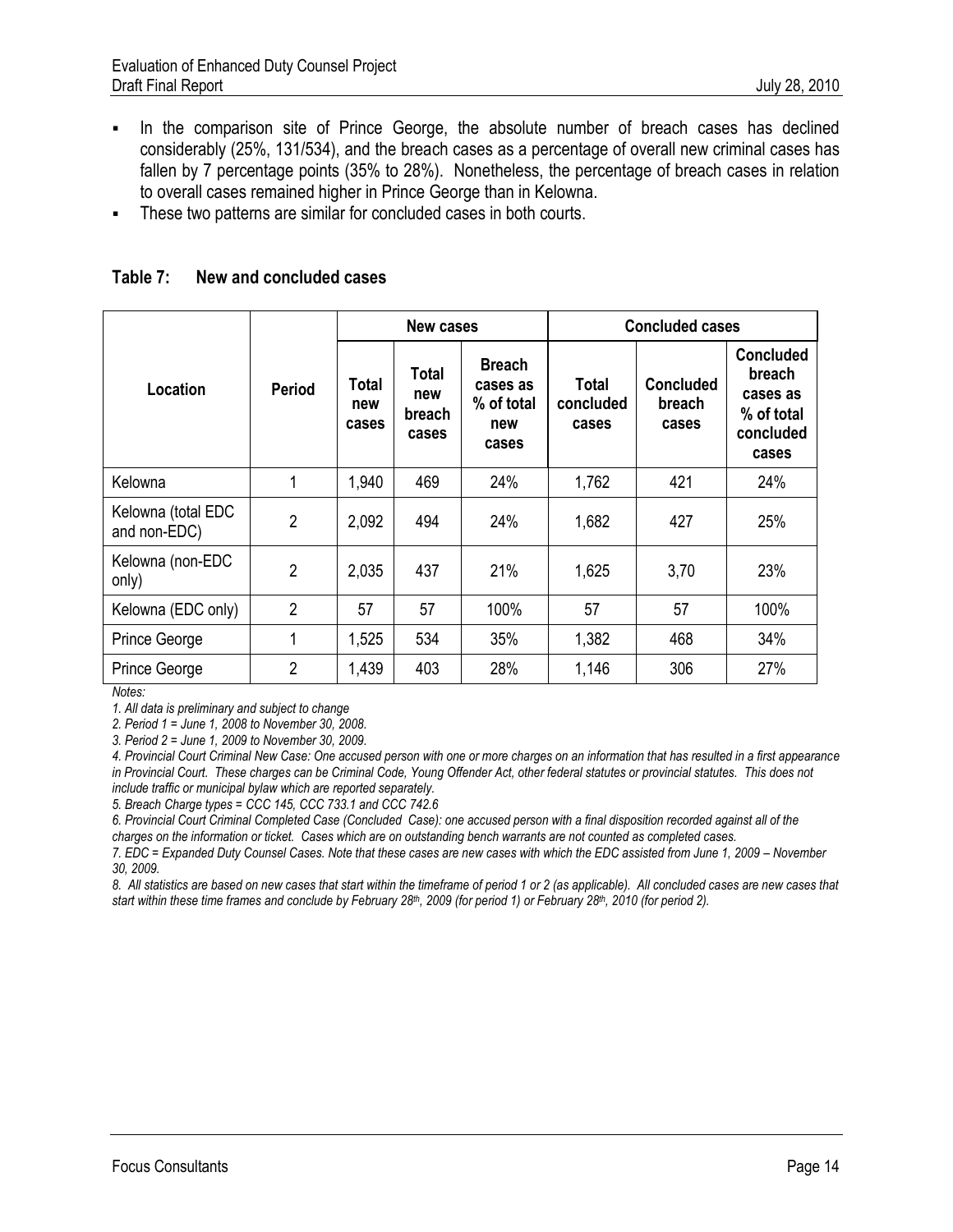- In the comparison site of Prince George, the absolute number of breach cases has declined considerably (25%, 131/534), and the breach cases as a percentage of overall new criminal cases has fallen by 7 percentage points (35% to 28%). Nonetheless, the percentage of breach cases in relation to overall cases remained higher in Prince George than in Kelowna.
- These two patterns are similar for concluded cases in both courts.

### Table 7: New and concluded cases

| Location | Period | New cases | | | Concluded cases | | |
|---|---|---|---|---|---|---|---|
| | | Total new cases | Total new breach cases | Breach cases as % of total new cases | Total concluded cases | Concluded breach cases | Concluded breach cases as % of total concluded cases |
| Kelowna | 1 | 1,940 | 469 | 24% | 1,762 | 421 | 24% |
| Kelowna (total EDC and non-EDC) | 2 | 2,092 | 494 | 24% | 1,682 | 427 | 25% |
| Kelowna (non-EDC only) | 2 | 2,035 | 437 | 21% | 1,625 | 3,70 | 23% |
| Kelowna (EDC only) | 2 | 57 | 57 | 100% | 57 | 57 | 100% |
| Prince George | 1 | 1,525 | 534 | 35% | 1,382 | 468 | 34% |
| Prince George | 2 | 1,439 | 403 | 28% | 1,146 | 306 | 27% |

*Notes:*

*1. All data is preliminary and subject to change*

*2. Period 1 = June 1, 2008 to November 30, 2008.*

*3. Period 2 = June 1, 2009 to November 30, 2009.*

*4. Provincial Court Criminal New Case: One accused person with one or more charges on an information that has resulted in a first appearance in Provincial Court. These charges can be Criminal Code, Young Offender Act, other federal statutes or provincial statutes. This does not include traffic or municipal bylaw which are reported separately.*

*5. Breach Charge types = CCC 145, CCC 733.1 and CCC 742.6*

*6. Provincial Court Criminal Completed Case (Concluded Case): one accused person with a final disposition recorded against all of the charges on the information or ticket. Cases which are on outstanding bench warrants are not counted as completed cases.*

*7. EDC = Expanded Duty Counsel Cases. Note that these cases are new cases with which the EDC assisted from June 1, 2009 – November 30, 2009.*

*8. All statistics are based on new cases that start within the timeframe of period 1 or 2 (as applicable). All concluded cases are new cases that start within these time frames and conclude by February 28th, 2009 (for period 1) or February 28th, 2010 (for period 2).*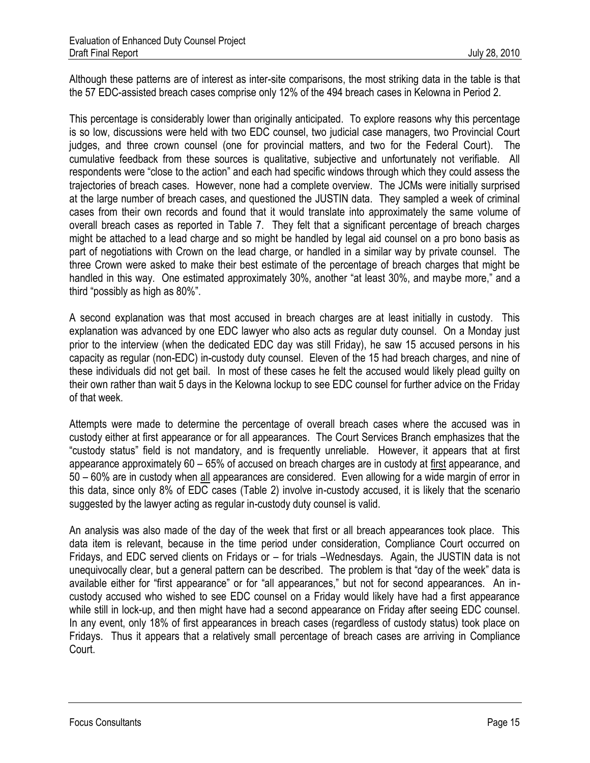Although these patterns are of interest as inter-site comparisons, the most striking data in the table is that the 57 EDC-assisted breach cases comprise only 12% of the 494 breach cases in Kelowna in Period 2.

This percentage is considerably lower than originally anticipated. To explore reasons why this percentage is so low, discussions were held with two EDC counsel, two judicial case managers, two Provincial Court judges, and three crown counsel (one for provincial matters, and two for the Federal Court). The cumulative feedback from these sources is qualitative, subjective and unfortunately not verifiable. All respondents were "close to the action" and each had specific windows through which they could assess the trajectories of breach cases. However, none had a complete overview. The JCMs were initially surprised at the large number of breach cases, and questioned the JUSTIN data. They sampled a week of criminal cases from their own records and found that it would translate into approximately the same volume of overall breach cases as reported in Table 7. They felt that a significant percentage of breach charges might be attached to a lead charge and so might be handled by legal aid counsel on a pro bono basis as part of negotiations with Crown on the lead charge, or handled in a similar way by private counsel. The three Crown were asked to make their best estimate of the percentage of breach charges that might be handled in this way. One estimated approximately 30%, another "at least 30%, and maybe more," and a third "possibly as high as 80%".

A second explanation was that most accused in breach charges are at least initially in custody. This explanation was advanced by one EDC lawyer who also acts as regular duty counsel. On a Monday just prior to the interview (when the dedicated EDC day was still Friday), he saw 15 accused persons in his capacity as regular (non-EDC) in-custody duty counsel. Eleven of the 15 had breach charges, and nine of these individuals did not get bail. In most of these cases he felt the accused would likely plead guilty on their own rather than wait 5 days in the Kelowna lockup to see EDC counsel for further advice on the Friday of that week.

Attempts were made to determine the percentage of overall breach cases where the accused was in custody either at first appearance or for all appearances. The Court Services Branch emphasizes that the "custody status" field is not mandatory, and is frequently unreliable. However, it appears that at first appearance approximately 60 – 65% of accused on breach charges are in custody at <u>first</u> appearance, and 50 – 60% are in custody when <u>all</u> appearances are considered. Even allowing for a wide margin of error in this data, since only 8% of EDC cases (Table 2) involve in-custody accused, it is likely that the scenario suggested by the lawyer acting as regular in-custody duty counsel is valid.

An analysis was also made of the day of the week that first or all breach appearances took place. This data item is relevant, because in the time period under consideration, Compliance Court occurred on Fridays, and EDC served clients on Fridays or – for trials –Wednesdays. Again, the JUSTIN data is not unequivocally clear, but a general pattern can be described. The problem is that "day of the week" data is available either for "first appearance" or for "all appearances," but not for second appearances. An in-custody accused who wished to see EDC counsel on a Friday would likely have had a first appearance while still in lock-up, and then might have had a second appearance on Friday after seeing EDC counsel. In any event, only 18% of first appearances in breach cases (regardless of custody status) took place on Fridays. Thus it appears that a relatively small percentage of breach cases are arriving in Compliance Court.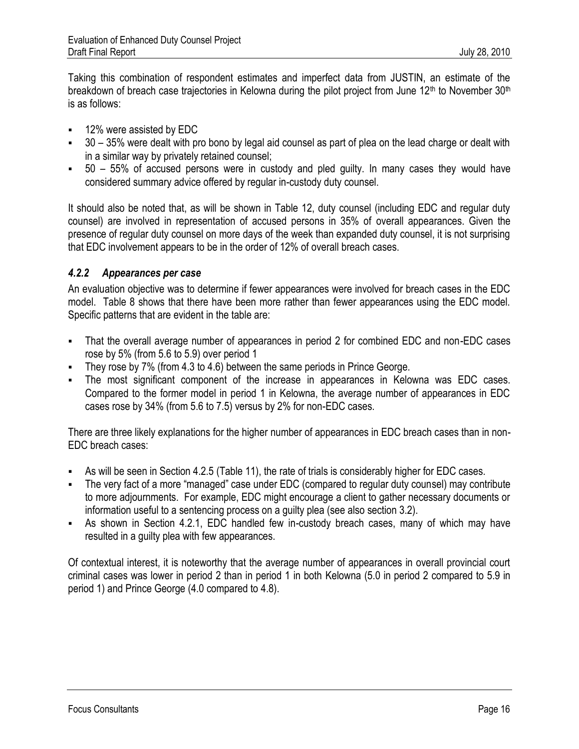Taking this combination of respondent estimates and imperfect data from JUSTIN, an estimate of the breakdown of breach case trajectories in Kelowna during the pilot project from June 12th to November 30th is as follows:

- 12% were assisted by EDC
- 30 – 35% were dealt with pro bono by legal aid counsel as part of plea on the lead charge or dealt with in a similar way by privately retained counsel;
- 50 – 55% of accused persons were in custody and pled guilty. In many cases they would have considered summary advice offered by regular in-custody duty counsel.

It should also be noted that, as will be shown in Table 12, duty counsel (including EDC and regular duty counsel) are involved in representation of accused persons in 35% of overall appearances. Given the presence of regular duty counsel on more days of the week than expanded duty counsel, it is not surprising that EDC involvement appears to be in the order of 12% of overall breach cases.

### *4.2.2 Appearances per case*

An evaluation objective was to determine if fewer appearances were involved for breach cases in the EDC model. Table 8 shows that there have been more rather than fewer appearances using the EDC model. Specific patterns that are evident in the table are:

- That the overall average number of appearances in period 2 for combined EDC and non-EDC cases rose by 5% (from 5.6 to 5.9) over period 1
- They rose by 7% (from 4.3 to 4.6) between the same periods in Prince George.
- The most significant component of the increase in appearances in Kelowna was EDC cases. Compared to the former model in period 1 in Kelowna, the average number of appearances in EDC cases rose by 34% (from 5.6 to 7.5) versus by 2% for non-EDC cases.

There are three likely explanations for the higher number of appearances in EDC breach cases than in non-EDC breach cases:

- As will be seen in Section 4.2.5 (Table 11), the rate of trials is considerably higher for EDC cases.
- The very fact of a more "managed" case under EDC (compared to regular duty counsel) may contribute to more adjournments. For example, EDC might encourage a client to gather necessary documents or information useful to a sentencing process on a guilty plea (see also section 3.2).
- As shown in Section 4.2.1, EDC handled few in-custody breach cases, many of which may have resulted in a guilty plea with few appearances.

Of contextual interest, it is noteworthy that the average number of appearances in overall provincial court criminal cases was lower in period 2 than in period 1 in both Kelowna (5.0 in period 2 compared to 5.9 in period 1) and Prince George (4.0 compared to 4.8).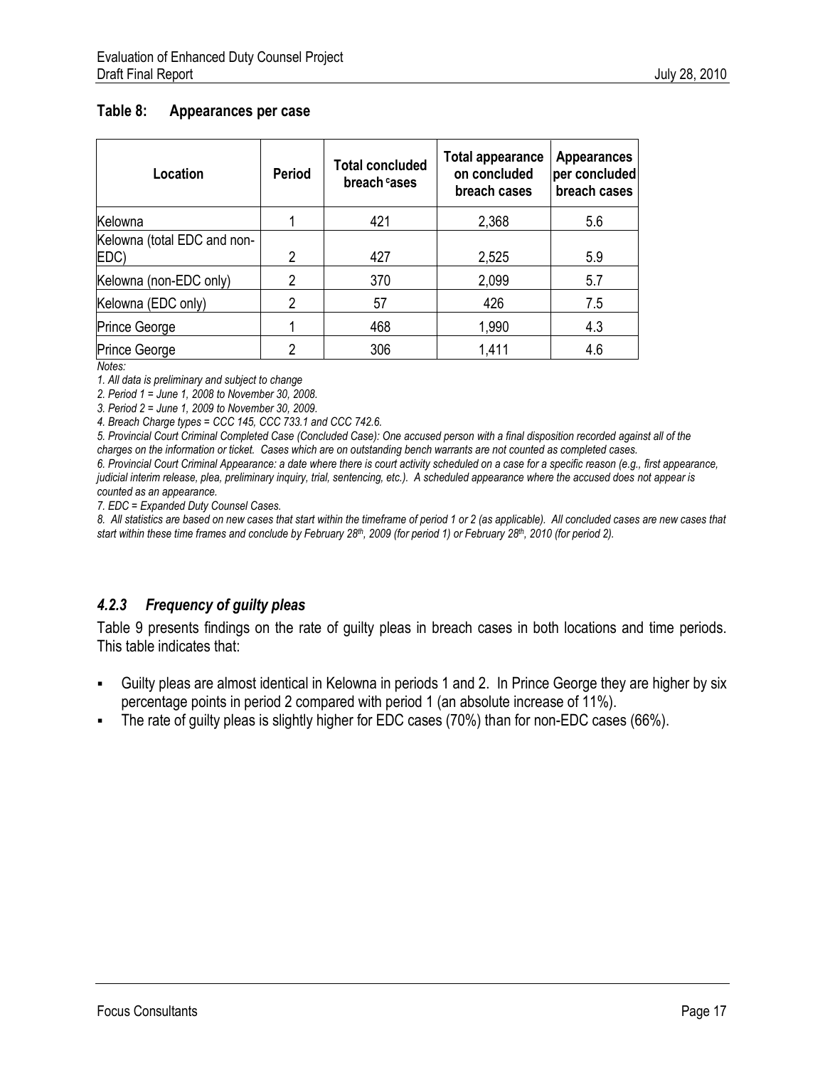### Table 8: Appearances per case

| Location | Period | Total concluded breach cases | Total appearance on concluded breach cases | Appearances per concluded breach cases |
|---|---|---|---|---|
| Kelowna | 1 | 421 | 2,368 | 5.6 |
| Kelowna (total EDC and non-EDC) | 2 | 427 | 2,525 | 5.9 |
| Kelowna (non-EDC only) | 2 | 370 | 2,099 | 5.7 |
| Kelowna (EDC only) | 2 | 57 | 426 | 7.5 |
| Prince George | 1 | 468 | 1,990 | 4.3 |
| Prince George | 2 | 306 | 1,411 | 4.6 |

*Notes:*

*1. All data is preliminary and subject to change*

*2. Period 1 = June 1, 2008 to November 30, 2008.*

*3. Period 2 = June 1, 2009 to November 30, 2009.*

*4. Breach Charge types = CCC 145, CCC 733.1 and CCC 742.6.*

*5. Provincial Court Criminal Completed Case (Concluded Case): One accused person with a final disposition recorded against all of the charges on the information or ticket. Cases which are on outstanding bench warrants are not counted as completed cases.*

*6. Provincial Court Criminal Appearance: a date where there is court activity scheduled on a case for a specific reason (e.g., first appearance, judicial interim release, plea, preliminary inquiry, trial, sentencing, etc.). A scheduled appearance where the accused does not appear is counted as an appearance.*

*7. EDC = Expanded Duty Counsel Cases.*

*8. All statistics are based on new cases that start within the timeframe of period 1 or 2 (as applicable). All concluded cases are new cases that start within these time frames and conclude by February 28th, 2009 (for period 1) or February 28th, 2010 (for period 2).*

### *4.2.3 Frequency of guilty pleas*

Table 9 presents findings on the rate of guilty pleas in breach cases in both locations and time periods. This table indicates that:

- Guilty pleas are almost identical in Kelowna in periods 1 and 2. In Prince George they are higher by six percentage points in period 2 compared with period 1 (an absolute increase of 11%).
- The rate of guilty pleas is slightly higher for EDC cases (70%) than for non-EDC cases (66%).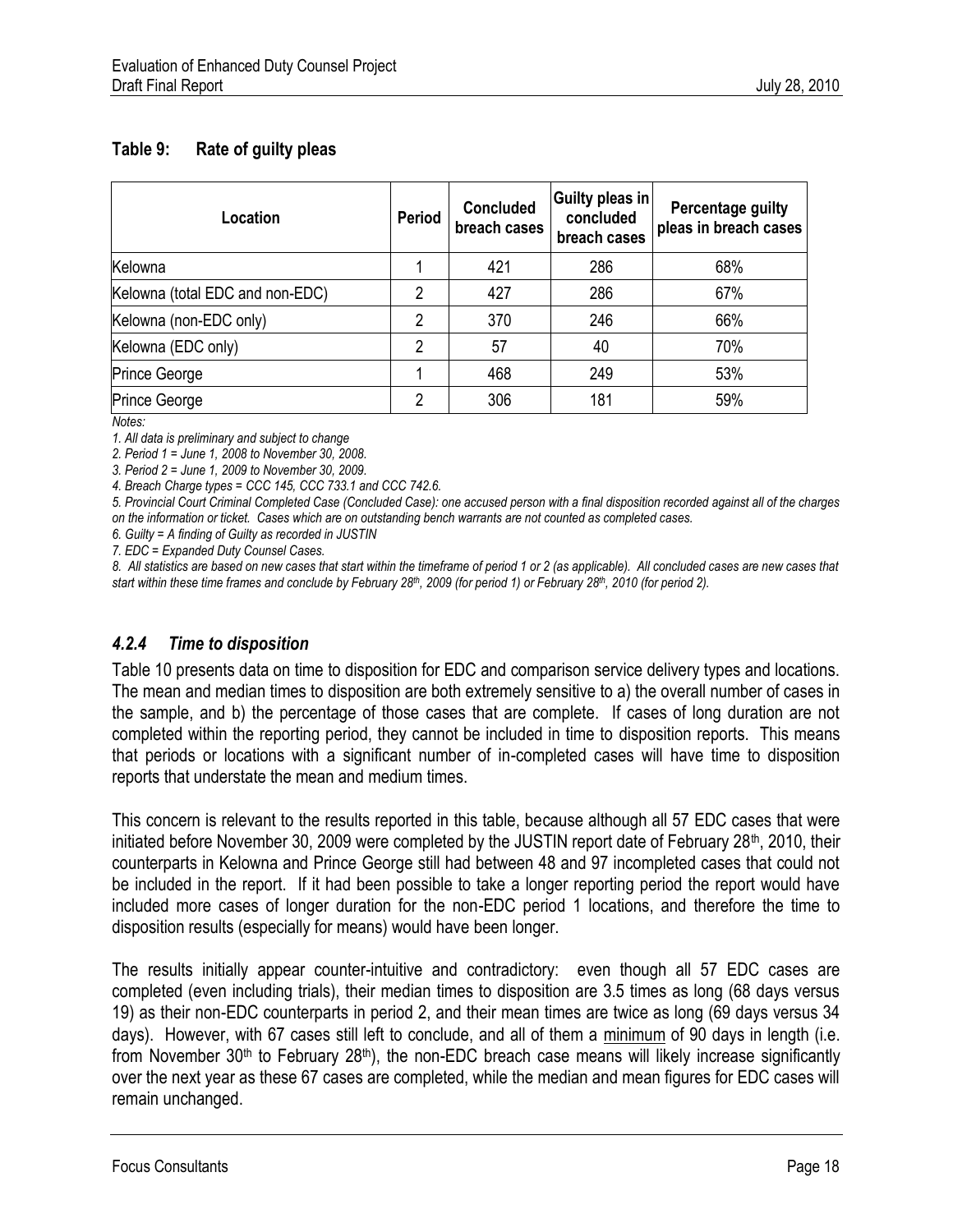### Table 9: Rate of guilty pleas

| Location | Period | Concluded breach cases | Guilty pleas in concluded breach cases | Percentage guilty pleas in breach cases |
|---|---|---|---|---|
| Kelowna | 1 | 421 | 286 | 68% |
| Kelowna (total EDC and non-EDC) | 2 | 427 | 286 | 67% |
| Kelowna (non-EDC only) | 2 | 370 | 246 | 66% |
| Kelowna (EDC only) | 2 | 57 | 40 | 70% |
| Prince George | 1 | 468 | 249 | 53% |
| Prince George | 2 | 306 | 181 | 59% |

*Notes:*

*1. All data is preliminary and subject to change*

*2. Period 1 = June 1, 2008 to November 30, 2008.*

*3. Period 2 = June 1, 2009 to November 30, 2009.*

*4. Breach Charge types = CCC 145, CCC 733.1 and CCC 742.6.*

*5. Provincial Court Criminal Completed Case (Concluded Case): one accused person with a final disposition recorded against all of the charges on the information or ticket. Cases which are on outstanding bench warrants are not counted as completed cases.*

*6. Guilty = A finding of Guilty as recorded in JUSTIN*

*7. EDC = Expanded Duty Counsel Cases.*

*8. All statistics are based on new cases that start within the timeframe of period 1 or 2 (as applicable). All concluded cases are new cases that start within these time frames and conclude by February 28th, 2009 (for period 1) or February 28th, 2010 (for period 2).*

### *4.2.4 Time to disposition*

Table 10 presents data on time to disposition for EDC and comparison service delivery types and locations. The mean and median times to disposition are both extremely sensitive to a) the overall number of cases in the sample, and b) the percentage of those cases that are complete. If cases of long duration are not completed within the reporting period, they cannot be included in time to disposition reports. This means that periods or locations with a significant number of in-completed cases will have time to disposition reports that understate the mean and medium times.

This concern is relevant to the results reported in this table, because although all 57 EDC cases that were initiated before November 30, 2009 were completed by the JUSTIN report date of February 28th, 2010, their counterparts in Kelowna and Prince George still had between 48 and 97 incompleted cases that could not be included in the report. If it had been possible to take a longer reporting period the report would have included more cases of longer duration for the non-EDC period 1 locations, and therefore the time to disposition results (especially for means) would have been longer.

The results initially appear counter-intuitive and contradictory: even though all 57 EDC cases are completed (even including trials), their median times to disposition are 3.5 times as long (68 days versus 19) as their non-EDC counterparts in period 2, and their mean times are twice as long (69 days versus 34 days). However, with 67 cases still left to conclude, and all of them a minimum of 90 days in length (i.e. from November 30th to February 28th), the non-EDC breach case means will likely increase significantly over the next year as these 67 cases are completed, while the median and mean figures for EDC cases will remain unchanged.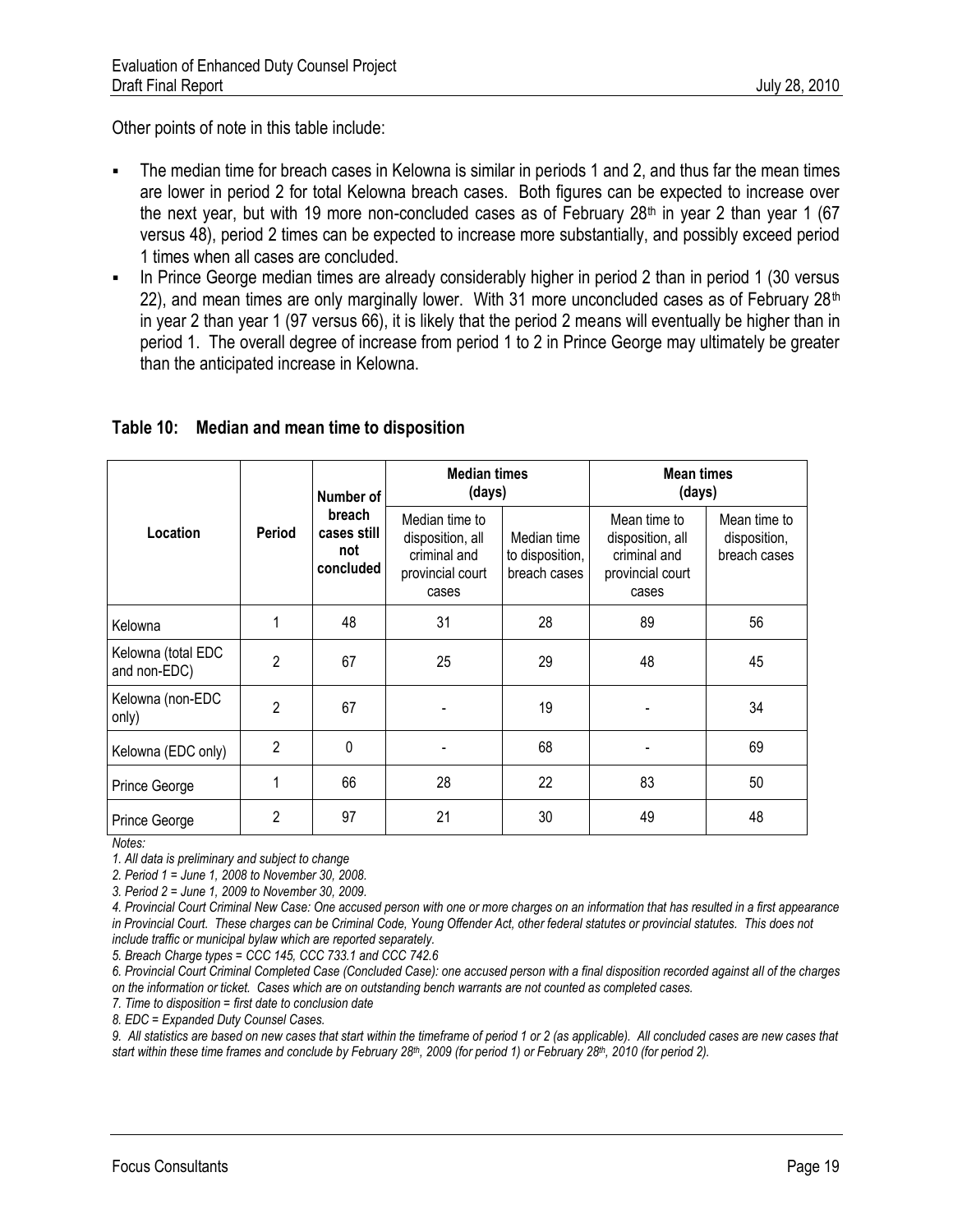Other points of note in this table include:

- The median time for breach cases in Kelowna is similar in periods 1 and 2, and thus far the mean times are lower in period 2 for total Kelowna breach cases. Both figures can be expected to increase over the next year, but with 19 more non-concluded cases as of February 28th in year 2 than year 1 (67 versus 48), period 2 times can be expected to increase more substantially, and possibly exceed period 1 times when all cases are concluded.
- In Prince George median times are already considerably higher in period 2 than in period 1 (30 versus 22), and mean times are only marginally lower. With 31 more unconcluded cases as of February 28th in year 2 than year 1 (97 versus 66), it is likely that the period 2 means will eventually be higher than in period 1. The overall degree of increase from period 1 to 2 in Prince George may ultimately be greater than the anticipated increase in Kelowna.

### Table 10: Median and mean time to disposition

| Location | Period | Number of breach cases still not concluded | Median times (days) | | Mean times (days) | |
|---|---|---|---|---|---|---|
| | | | Median time to disposition, all criminal and provincial court cases | Median time to disposition, breach cases | Mean time to disposition, all criminal and provincial court cases | Mean time to disposition, breach cases |
| Kelowna | 1 | 48 | 31 | 28 | 89 | 56 |
| Kelowna (total EDC and non-EDC) | 2 | 67 | 25 | 29 | 48 | 45 |
| Kelowna (non-EDC only) | 2 | 67 | - | 19 | - | 34 |
| Kelowna (EDC only) | 2 | 0 | - | 68 | - | 69 |
| Prince George | 1 | 66 | 28 | 22 | 83 | 50 |
| Prince George | 2 | 97 | 21 | 30 | 49 | 48 |

*Notes:*

*1. All data is preliminary and subject to change*

*2. Period 1 = June 1, 2008 to November 30, 2008.*

*3. Period 2 = June 1, 2009 to November 30, 2009.*

*4. Provincial Court Criminal New Case: One accused person with one or more charges on an information that has resulted in a first appearance in Provincial Court. These charges can be Criminal Code, Young Offender Act, other federal statutes or provincial statutes. This does not include traffic or municipal bylaw which are reported separately.*

*5. Breach Charge types = CCC 145, CCC 733.1 and CCC 742.6*

*6. Provincial Court Criminal Completed Case (Concluded Case): one accused person with a final disposition recorded against all of the charges on the information or ticket. Cases which are on outstanding bench warrants are not counted as completed cases.*

*7. Time to disposition = first date to conclusion date*

*8. EDC = Expanded Duty Counsel Cases.*

*9. All statistics are based on new cases that start within the timeframe of period 1 or 2 (as applicable). All concluded cases are new cases that start within these time frames and conclude by February 28th, 2009 (for period 1) or February 28th, 2010 (for period 2).*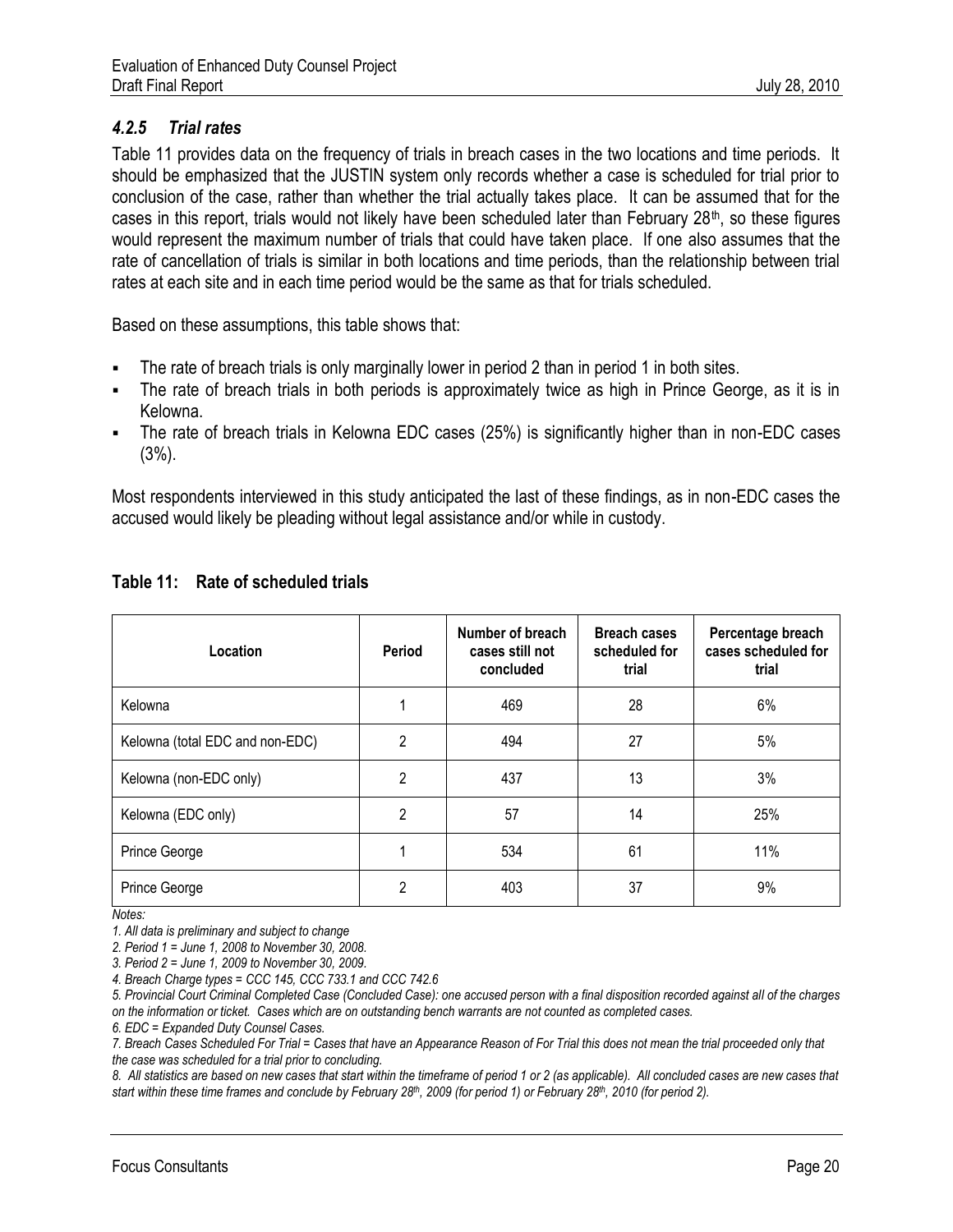### *4.2.5 Trial rates*

Table 11 provides data on the frequency of trials in breach cases in the two locations and time periods. It should be emphasized that the JUSTIN system only records whether a case is scheduled for trial prior to conclusion of the case, rather than whether the trial actually takes place. It can be assumed that for the cases in this report, trials would not likely have been scheduled later than February 28th, so these figures would represent the maximum number of trials that could have taken place. If one also assumes that the rate of cancellation of trials is similar in both locations and time periods, than the relationship between trial rates at each site and in each time period would be the same as that for trials scheduled.

Based on these assumptions, this table shows that:

- The rate of breach trials is only marginally lower in period 2 than in period 1 in both sites.
- The rate of breach trials in both periods is approximately twice as high in Prince George, as it is in Kelowna.
- The rate of breach trials in Kelowna EDC cases (25%) is significantly higher than in non-EDC cases (3%).

Most respondents interviewed in this study anticipated the last of these findings, as in non-EDC cases the accused would likely be pleading without legal assistance and/or while in custody.

**Table 11: Rate of scheduled trials**

| Location | Period | Number of breach cases still not concluded | Breach cases scheduled for trial | Percentage breach cases scheduled for trial |
|---|---|---|---|---|
| Kelowna | 1 | 469 | 28 | 6% |
| Kelowna (total EDC and non-EDC) | 2 | 494 | 27 | 5% |
| Kelowna (non-EDC only) | 2 | 437 | 13 | 3% |
| Kelowna (EDC only) | 2 | 57 | 14 | 25% |
| Prince George | 1 | 534 | 61 | 11% |
| Prince George | 2 | 403 | 37 | 9% |

*Notes:*

*1. All data is preliminary and subject to change*

*2. Period 1 = June 1, 2008 to November 30, 2008.*

*3. Period 2 = June 1, 2009 to November 30, 2009.*

*4. Breach Charge types = CCC 145, CCC 733.1 and CCC 742.6*

*5. Provincial Court Criminal Completed Case (Concluded Case): one accused person with a final disposition recorded against all of the charges on the information or ticket. Cases which are on outstanding bench warrants are not counted as completed cases.*

*6. EDC = Expanded Duty Counsel Cases.*

*7. Breach Cases Scheduled For Trial = Cases that have an Appearance Reason of For Trial this does not mean the trial proceeded only that the case was scheduled for a trial prior to concluding.*

*8. All statistics are based on new cases that start within the timeframe of period 1 or 2 (as applicable). All concluded cases are new cases that start within these time frames and conclude by February 28th, 2009 (for period 1) or February 28th, 2010 (for period 2).*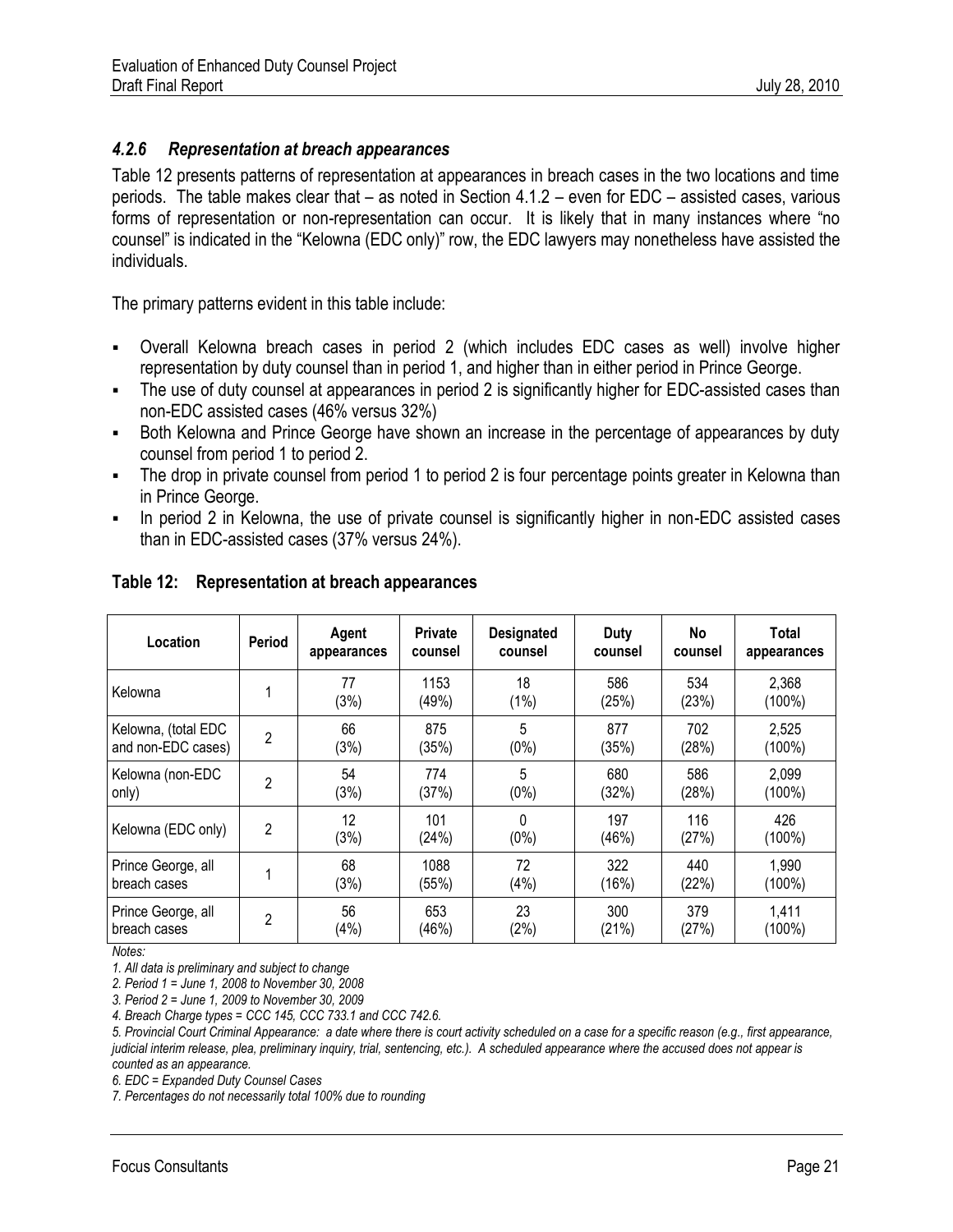### *4.2.6 Representation at breach appearances*

Table 12 presents patterns of representation at appearances in breach cases in the two locations and time periods. The table makes clear that – as noted in Section 4.1.2 – even for EDC – assisted cases, various forms of representation or non-representation can occur. It is likely that in many instances where "no counsel" is indicated in the "Kelowna (EDC only)" row, the EDC lawyers may nonetheless have assisted the individuals.

The primary patterns evident in this table include:

- Overall Kelowna breach cases in period 2 (which includes EDC cases as well) involve higher representation by duty counsel than in period 1, and higher than in either period in Prince George.
- The use of duty counsel at appearances in period 2 is significantly higher for EDC-assisted cases than non-EDC assisted cases (46% versus 32%)
- Both Kelowna and Prince George have shown an increase in the percentage of appearances by duty counsel from period 1 to period 2.
- The drop in private counsel from period 1 to period 2 is four percentage points greater in Kelowna than in Prince George.
- In period 2 in Kelowna, the use of private counsel is significantly higher in non-EDC assisted cases than in EDC-assisted cases (37% versus 24%).

**Table 12: Representation at breach appearances**

| Location | Period | Agent appearances | Private counsel | Designated counsel | Duty counsel | No counsel | Total appearances |
|---|---|---|---|---|---|---|---|
| Kelowna | 1 | 77 (3%) | 1153 (49%) | 18 (1%) | 586 (25%) | 534 (23%) | 2,368 (100%) |
| Kelowna, (total EDC and non-EDC cases) | 2 | 66 (3%) | 875 (35%) | 5 (0%) | 877 (35%) | 702 (28%) | 2,525 (100%) |
| Kelowna (non-EDC only) | 2 | 54 (3%) | 774 (37%) | 5 (0%) | 680 (32%) | 586 (28%) | 2,099 (100%) |
| Kelowna (EDC only) | 2 | 12 (3%) | 101 (24%) | 0 (0%) | 197 (46%) | 116 (27%) | 426 (100%) |
| Prince George, all breach cases | 1 | 68 (3%) | 1088 (55%) | 72 (4%) | 322 (16%) | 440 (22%) | 1,990 (100%) |
| Prince George, all breach cases | 2 | 56 (4%) | 653 (46%) | 23 (2%) | 300 (21%) | 379 (27%) | 1,411 (100%) |

*Notes:*

*1. All data is preliminary and subject to change*

*2. Period 1 = June 1, 2008 to November 30, 2008*

*3. Period 2 = June 1, 2009 to November 30, 2009*

*4. Breach Charge types = CCC 145, CCC 733.1 and CCC 742.6.*

*5. Provincial Court Criminal Appearance: a date where there is court activity scheduled on a case for a specific reason (e.g., first appearance, judicial interim release, plea, preliminary inquiry, trial, sentencing, etc.). A scheduled appearance where the accused does not appear is counted as an appearance.*

*6. EDC = Expanded Duty Counsel Cases*

*7. Percentages do not necessarily total 100% due to rounding*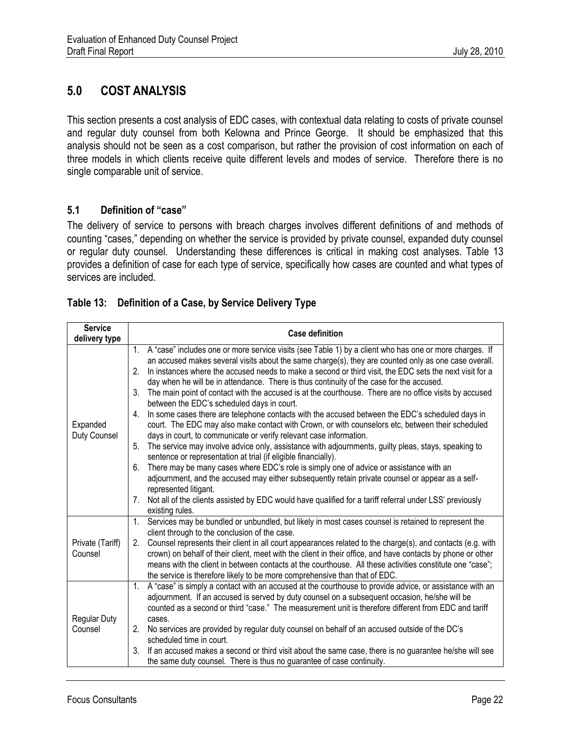## 5.0 COST ANALYSIS

This section presents a cost analysis of EDC cases, with contextual data relating to costs of private counsel and regular duty counsel from both Kelowna and Prince George. It should be emphasized that this analysis should not be seen as a cost comparison, but rather the provision of cost information on each of three models in which clients receive quite different levels and modes of service. Therefore there is no single comparable unit of service.

### 5.1 Definition of "case"

The delivery of service to persons with breach charges involves different definitions of and methods of counting "cases," depending on whether the service is provided by private counsel, expanded duty counsel or regular duty counsel. Understanding these differences is critical in making cost analyses. Table 13 provides a definition of case for each type of service, specifically how cases are counted and what types of services are included.

**Table 13: Definition of a Case, by Service Delivery Type**

| Service delivery type | Case definition |
|---|---|
| Expanded Duty Counsel | 1. A "case" includes one or more service visits (see Table 1) by a client who has one or more charges. If an accused makes several visits about the same charge(s), they are counted only as one case overall.<br>2. In instances where the accused needs to make a second or third visit, the EDC sets the next visit for a day when he will be in attendance. There is thus continuity of the case for the accused.<br>3. The main point of contact with the accused is at the courthouse. There are no office visits by accused between the EDC's scheduled days in court.<br>4. In some cases there are telephone contacts with the accused between the EDC's scheduled days in court. The EDC may also make contact with Crown, or with counselors etc, between their scheduled days in court, to communicate or verify relevant case information.<br>5. The service may involve advice only, assistance with adjournments, guilty pleas, stays, speaking to sentence or representation at trial (if eligible financially).<br>6. There may be many cases where EDC's role is simply one of advice or assistance with an adjournment, and the accused may either subsequently retain private counsel or appear as a self-represented litigant.<br>7. Not all of the clients assisted by EDC would have qualified for a tariff referral under LSS' previously existing rules. |
| Private (Tariff) Counsel | 1. Services may be bundled or unbundled, but likely in most cases counsel is retained to represent the client through to the conclusion of the case.<br>2. Counsel represents their client in all court appearances related to the charge(s), and contacts (e.g. with crown) on behalf of their client, meet with the client in their office, and have contacts by phone or other means with the client in between contacts at the courthouse. All these activities constitute one "case"; the service is therefore likely to be more comprehensive than that of EDC. |
| Regular Duty Counsel | 1. A "case" is simply a contact with an accused at the courthouse to provide advice, or assistance with an adjournment. If an accused is served by duty counsel on a subsequent occasion, he/she will be counted as a second or third "case." The measurement unit is therefore different from EDC and tariff cases.<br>2. No services are provided by regular duty counsel on behalf of an accused outside of the DC's scheduled time in court.<br>3. If an accused makes a second or third visit about the same case, there is no guarantee he/she will see the same duty counsel. There is thus no guarantee of case continuity. |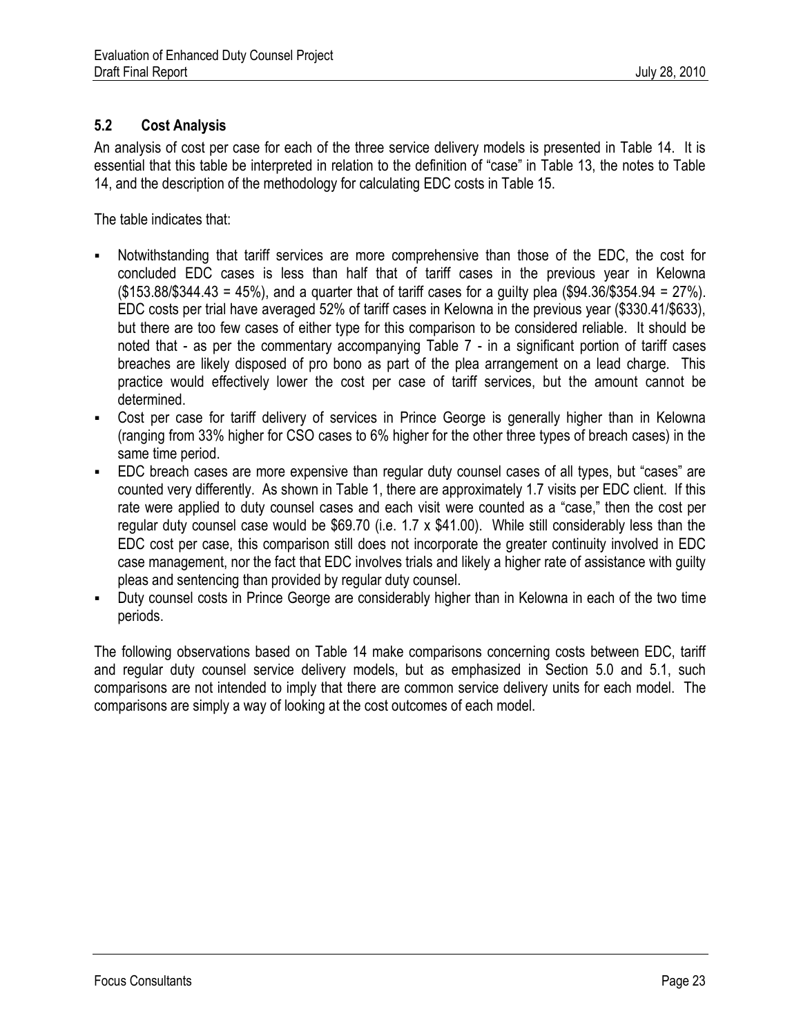## 5.2 Cost Analysis

An analysis of cost per case for each of the three service delivery models is presented in Table 14. It is essential that this table be interpreted in relation to the definition of "case" in Table 13, the notes to Table 14, and the description of the methodology for calculating EDC costs in Table 15.

The table indicates that:

- Notwithstanding that tariff services are more comprehensive than those of the EDC, the cost for concluded EDC cases is less than half that of tariff cases in the previous year in Kelowna ($153.88/$344.43 = 45%), and a quarter that of tariff cases for a guilty plea ($94.36/$354.94 = 27%). EDC costs per trial have averaged 52% of tariff cases in Kelowna in the previous year ($330.41/$633), but there are too few cases of either type for this comparison to be considered reliable. It should be noted that - as per the commentary accompanying Table 7 - in a significant portion of tariff cases breaches are likely disposed of pro bono as part of the plea arrangement on a lead charge. This practice would effectively lower the cost per case of tariff services, but the amount cannot be determined.
- Cost per case for tariff delivery of services in Prince George is generally higher than in Kelowna (ranging from 33% higher for CSO cases to 6% higher for the other three types of breach cases) in the same time period.
- EDC breach cases are more expensive than regular duty counsel cases of all types, but "cases" are counted very differently. As shown in Table 1, there are approximately 1.7 visits per EDC client. If this rate were applied to duty counsel cases and each visit were counted as a "case," then the cost per regular duty counsel case would be $69.70 (i.e. 1.7 x $41.00). While still considerably less than the EDC cost per case, this comparison still does not incorporate the greater continuity involved in EDC case management, nor the fact that EDC involves trials and likely a higher rate of assistance with guilty pleas and sentencing than provided by regular duty counsel.
- Duty counsel costs in Prince George are considerably higher than in Kelowna in each of the two time periods.

The following observations based on Table 14 make comparisons concerning costs between EDC, tariff and regular duty counsel service delivery models, but as emphasized in Section 5.0 and 5.1, such comparisons are not intended to imply that there are common service delivery units for each model. The comparisons are simply a way of looking at the cost outcomes of each model.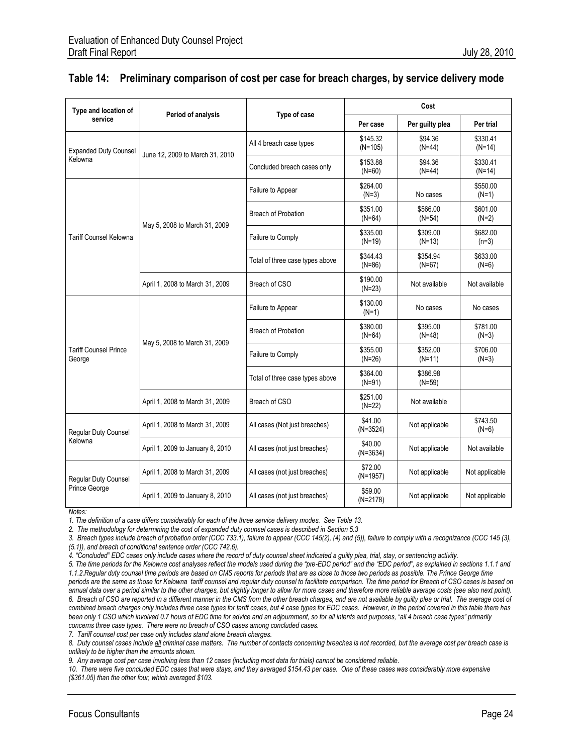## Table 14: Preliminary comparison of cost per case for breach charges, by service delivery mode

| Type and location of service | Period of analysis | Type of case | Cost | | |
|---|---|---|---|---|---|
| | | | Per case | Per guilty plea | Per trial |
| Expanded Duty Counsel Kelowna | June 12, 2009 to March 31, 2010 | All 4 breach case types | $145.32 (N=105) | $94.36 (N=44) | $330.41 (N=14) |
| | | Concluded breach cases only | $153.88 (N=60) | $94.36 (N=44) | $330.41 (N=14) |
| Tariff Counsel Kelowna | May 5, 2008 to March 31, 2009 | Failure to Appear | $264.00 (N=3) | No cases | $550.00 (N=1) |
| | | Breach of Probation | $351.00 (N=64) | $566.00 (N=54) | $601.00 (N=2) |
| | | Failure to Comply | $335.00 (N=19) | $309.00 (N=13) | $682.00 (n=3) |
| | | Total of three case types above | $344.43 (N=86) | $354.94 (N=67) | $633.00 (N=6) |
| | April 1, 2008 to March 31, 2009 | Breach of CSO | $190.00 (N=23) | Not available | Not available |
| Tariff Counsel Prince George | May 5, 2008 to March 31, 2009 | Failure to Appear | $130.00 (N=1) | No cases | No cases |
| | | Breach of Probation | $380.00 (N=64) | $395.00 (N=48) | $781.00 (N=3) |
| | | Failure to Comply | $355.00 (N=26) | $352.00 (N=11) | $706.00 (N=3) |
| | | Total of three case types above | $364.00 (N=91) | $386.98 (N=59) | |
| | April 1, 2008 to March 31, 2009 | Breach of CSO | $251.00 (N=22) | Not available | |
| Regular Duty Counsel Kelowna | April 1, 2008 to March 31, 2009 | All cases (Not just breaches) | $41.00 (N=3524) | Not applicable | $743.50 (N=6) |
| | April 1, 2009 to January 8, 2010 | All cases (not just breaches) | $40.00 (N=3634) | Not applicable | Not available |
| Regular Duty Counsel Prince George | April 1, 2008 to March 31, 2009 | All cases (not just breaches) | $72.00 (N=1957) | Not applicable | Not applicable |
| | April 1, 2009 to January 8, 2010 | All cases (not just breaches) | $59.00 (N=2178) | Not applicable | Not applicable |

*Notes:*

*1. The definition of a case differs considerably for each of the three service delivery modes. See Table 13.*

*2. The methodology for determining the cost of expanded duty counsel cases is described in Section 5.3*

*3. Breach types include breach of probation order (CCC 733.1), failure to appear (CCC 145(2), (4) and (5)), failure to comply with a recognizance (CCC 145 (3), (5.1)), and breach of conditional sentence order (CCC 742.6).*

*4. "Concluded" EDC cases only include cases where the record of duty counsel sheet indicated a guilty plea, trial, stay, or sentencing activity.*

*5. The time periods for the Kelowna cost analyses reflect the models used during the "pre-EDC period" and the "EDC period", as explained in sections 1.1.1 and 1.1.2. Regular duty counsel time periods are based on CMS reports for periods that are as close to those two periods as possible. The Prince George time periods are the same as those for Kelowna tariff counsel and regular duty counsel to facilitate comparison. The time period for Breach of CSO cases is based on annual data over a period similar to the other charges, but slightly longer to allow for more cases and therefore more reliable average costs (see also next point).*

*6. Breach of CSO are reported in a different manner in the CMS from the other breach charges, and are not available by guilty plea or trial. The average cost of combined breach charges only includes three case types for tariff cases, but 4 case types for EDC cases. However, in the period covered in this table there has been only 1 CSO which involved 0.7 hours of EDC time for advice and an adjournment, so for all intents and purposes, "all 4 breach case types" primarily concerns three case types. There were no breach of CSO cases among concluded cases.*

*7. Tariff counsel cost per case only includes stand alone breach charges.*

*8. Duty counsel cases include __all__ criminal case matters. The number of contacts concerning breaches is not recorded, but the average cost per breach case is unlikely to be higher than the amounts shown.*

*9. Any average cost per case involving less than 12 cases (including most data for trials) cannot be considered reliable.*

*10. There were five concluded EDC cases that were stays, and they averaged $154.43 per case. One of these cases was considerably more expensive ($361.05) than the other four, which averaged $103.*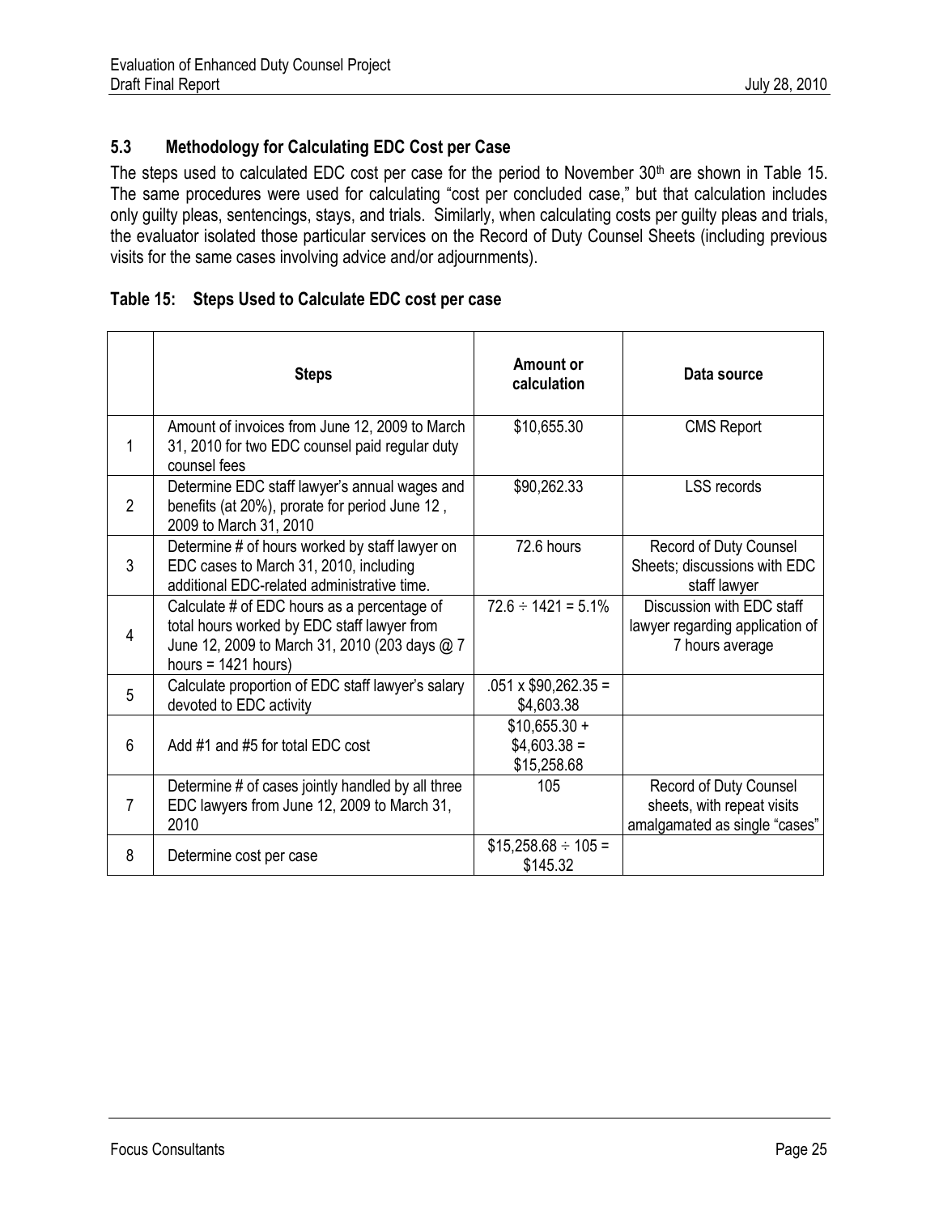### 5.3 Methodology for Calculating EDC Cost per Case

The steps used to calculated EDC cost per case for the period to November 30th are shown in Table 15. The same procedures were used for calculating "cost per concluded case," but that calculation includes only guilty pleas, sentencings, stays, and trials. Similarly, when calculating costs per guilty pleas and trials, the evaluator isolated those particular services on the Record of Duty Counsel Sheets (including previous visits for the same cases involving advice and/or adjournments).

**Table 15: Steps Used to Calculate EDC cost per case**

| | Steps | Amount or calculation | Data source |
|---|---|---|---|
| 1 | Amount of invoices from June 12, 2009 to March 31, 2010 for two EDC counsel paid regular duty counsel fees | $10,655.30 | CMS Report |
| 2 | Determine EDC staff lawyer's annual wages and benefits (at 20%), prorate for period June 12 , 2009 to March 31, 2010 | $90,262.33 | LSS records |
| 3 | Determine # of hours worked by staff lawyer on EDC cases to March 31, 2010, including additional EDC-related administrative time. | 72.6 hours | Record of Duty Counsel Sheets; discussions with EDC staff lawyer |
| 4 | Calculate # of EDC hours as a percentage of total hours worked by EDC staff lawyer from June 12, 2009 to March 31, 2010 (203 days @ 7 hours = 1421 hours) | 72.6 ÷ 1421 = 5.1% | Discussion with EDC staff lawyer regarding application of 7 hours average |
| 5 | Calculate proportion of EDC staff lawyer's salary devoted to EDC activity | .051 x $90,262.35 = $4,603.38 | |
| 6 | Add #1 and #5 for total EDC cost | $10,655.30 + $4,603.38 = $15,258.68 | |
| 7 | Determine # of cases jointly handled by all three EDC lawyers from June 12, 2009 to March 31, 2010 | 105 | Record of Duty Counsel sheets, with repeat visits amalgamated as single "cases" |
| 8 | Determine cost per case | $15,258.68 ÷ 105 = $145.32 | |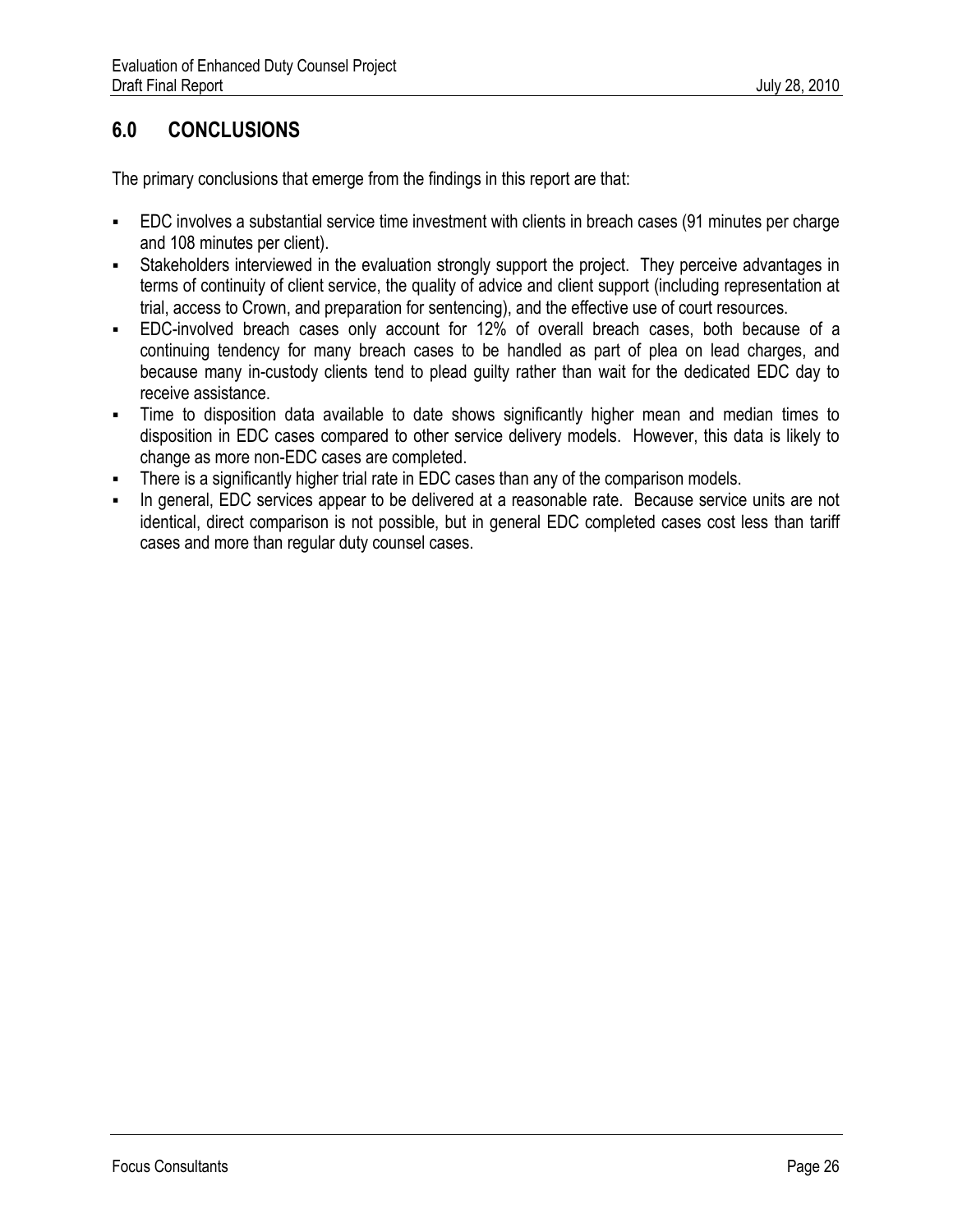## 6.0 CONCLUSIONS

The primary conclusions that emerge from the findings in this report are that:

- EDC involves a substantial service time investment with clients in breach cases (91 minutes per charge and 108 minutes per client).
- Stakeholders interviewed in the evaluation strongly support the project. They perceive advantages in terms of continuity of client service, the quality of advice and client support (including representation at trial, access to Crown, and preparation for sentencing), and the effective use of court resources.
- EDC-involved breach cases only account for 12% of overall breach cases, both because of a continuing tendency for many breach cases to be handled as part of plea on lead charges, and because many in-custody clients tend to plead guilty rather than wait for the dedicated EDC day to receive assistance.
- Time to disposition data available to date shows significantly higher mean and median times to disposition in EDC cases compared to other service delivery models. However, this data is likely to change as more non-EDC cases are completed.
- There is a significantly higher trial rate in EDC cases than any of the comparison models.
- In general, EDC services appear to be delivered at a reasonable rate. Because service units are not identical, direct comparison is not possible, but in general EDC completed cases cost less than tariff cases and more than regular duty counsel cases.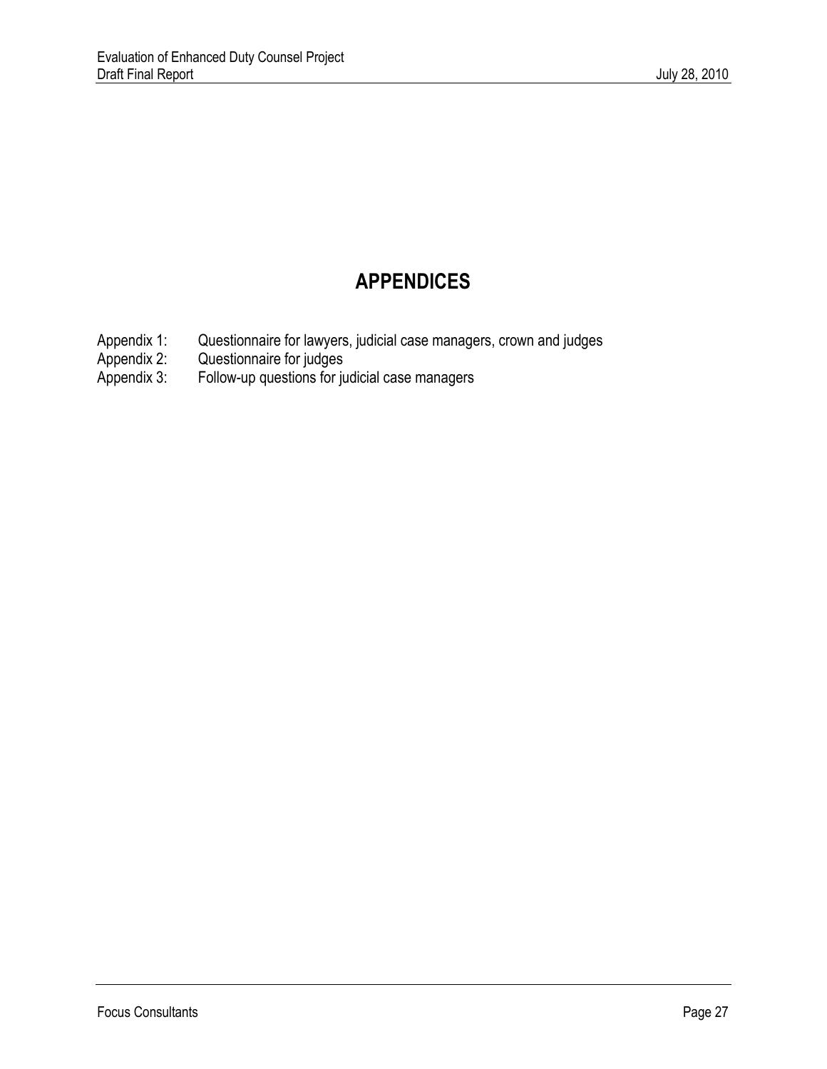# APPENDICES

Appendix 1: Questionnaire for lawyers, judicial case managers, crown and judges
Appendix 2: Questionnaire for judges
Appendix 3: Follow-up questions for judicial case managers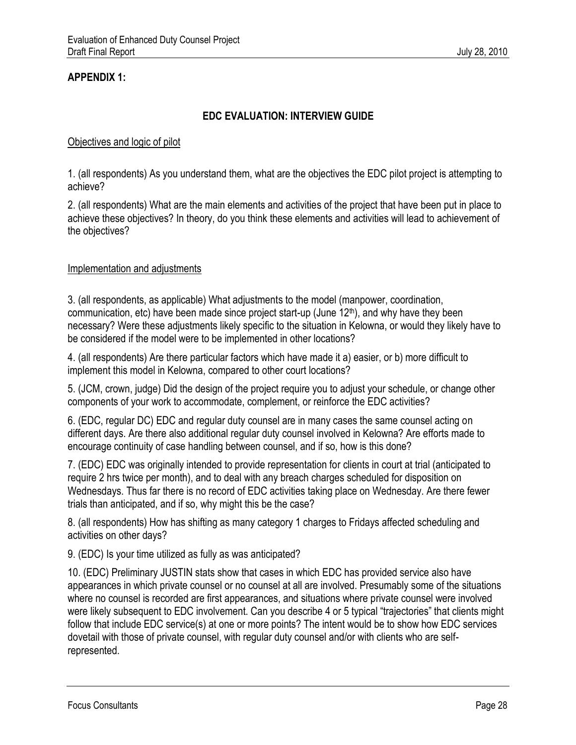**APPENDIX 1:**

## EDC EVALUATION: INTERVIEW GUIDE

Objectives and logic of pilot

1. (all respondents) As you understand them, what are the objectives the EDC pilot project is attempting to achieve?

2. (all respondents) What are the main elements and activities of the project that have been put in place to achieve these objectives? In theory, do you think these elements and activities will lead to achievement of the objectives?

Implementation and adjustments

3. (all respondents, as applicable) What adjustments to the model (manpower, coordination, communication, etc) have been made since project start-up (June 12th), and why have they been necessary? Were these adjustments likely specific to the situation in Kelowna, or would they likely have to be considered if the model were to be implemented in other locations?

4. (all respondents) Are there particular factors which have made it a) easier, or b) more difficult to implement this model in Kelowna, compared to other court locations?

5. (JCM, crown, judge) Did the design of the project require you to adjust your schedule, or change other components of your work to accommodate, complement, or reinforce the EDC activities?

6. (EDC, regular DC) EDC and regular duty counsel are in many cases the same counsel acting on different days. Are there also additional regular duty counsel involved in Kelowna? Are efforts made to encourage continuity of case handling between counsel, and if so, how is this done?

7. (EDC) EDC was originally intended to provide representation for clients in court at trial (anticipated to require 2 hrs twice per month), and to deal with any breach charges scheduled for disposition on Wednesdays. Thus far there is no record of EDC activities taking place on Wednesday. Are there fewer trials than anticipated, and if so, why might this be the case?

8. (all respondents) How has shifting as many category 1 charges to Fridays affected scheduling and activities on other days?

9. (EDC) Is your time utilized as fully as was anticipated?

10. (EDC) Preliminary JUSTIN stats show that cases in which EDC has provided service also have appearances in which private counsel or no counsel at all are involved. Presumably some of the situations where no counsel is recorded are first appearances, and situations where private counsel were involved were likely subsequent to EDC involvement. Can you describe 4 or 5 typical "trajectories" that clients might follow that include EDC service(s) at one or more points? The intent would be to show how EDC services dovetail with those of private counsel, with regular duty counsel and/or with clients who are self-represented.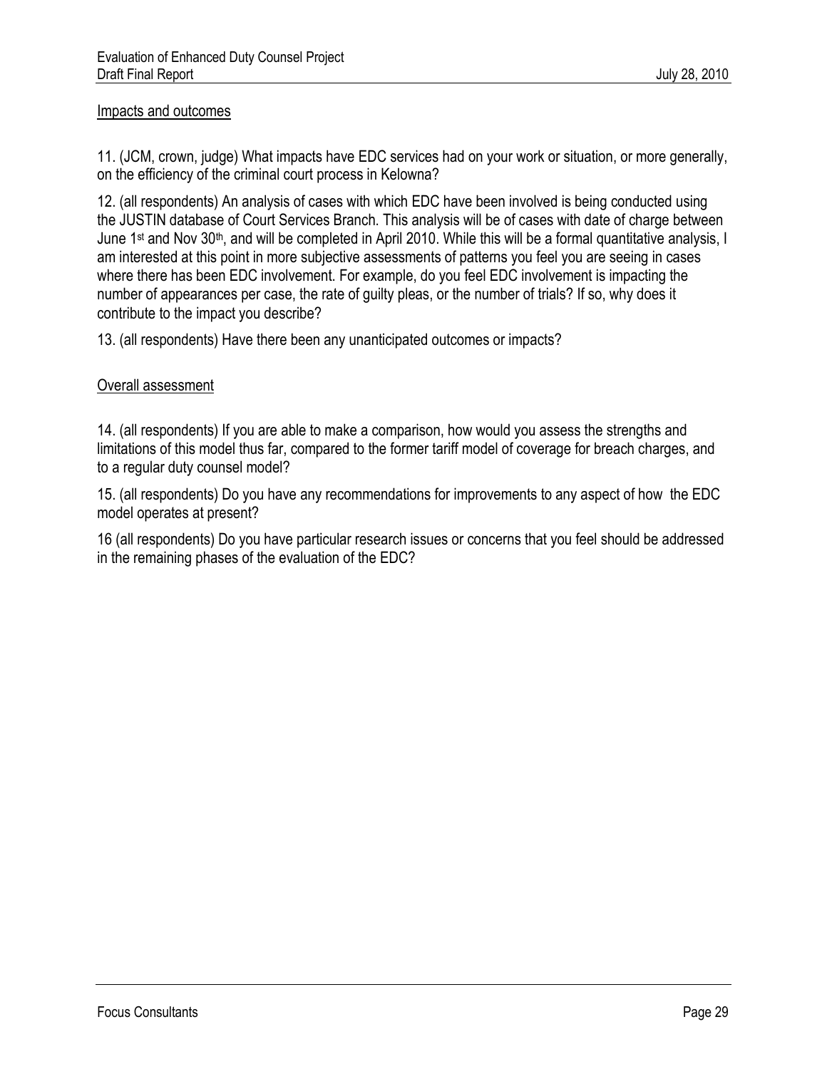Impacts and outcomes

11. (JCM, crown, judge) What impacts have EDC services had on your work or situation, or more generally, on the efficiency of the criminal court process in Kelowna?

12. (all respondents) An analysis of cases with which EDC have been involved is being conducted using the JUSTIN database of Court Services Branch. This analysis will be of cases with date of charge between June 1st and Nov 30th, and will be completed in April 2010. While this will be a formal quantitative analysis, I am interested at this point in more subjective assessments of patterns you feel you are seeing in cases where there has been EDC involvement. For example, do you feel EDC involvement is impacting the number of appearances per case, the rate of guilty pleas, or the number of trials? If so, why does it contribute to the impact you describe?

13. (all respondents) Have there been any unanticipated outcomes or impacts?

Overall assessment

14. (all respondents) If you are able to make a comparison, how would you assess the strengths and limitations of this model thus far, compared to the former tariff model of coverage for breach charges, and to a regular duty counsel model?

15. (all respondents) Do you have any recommendations for improvements to any aspect of how the EDC model operates at present?

16 (all respondents) Do you have particular research issues or concerns that you feel should be addressed in the remaining phases of the evaluation of the EDC?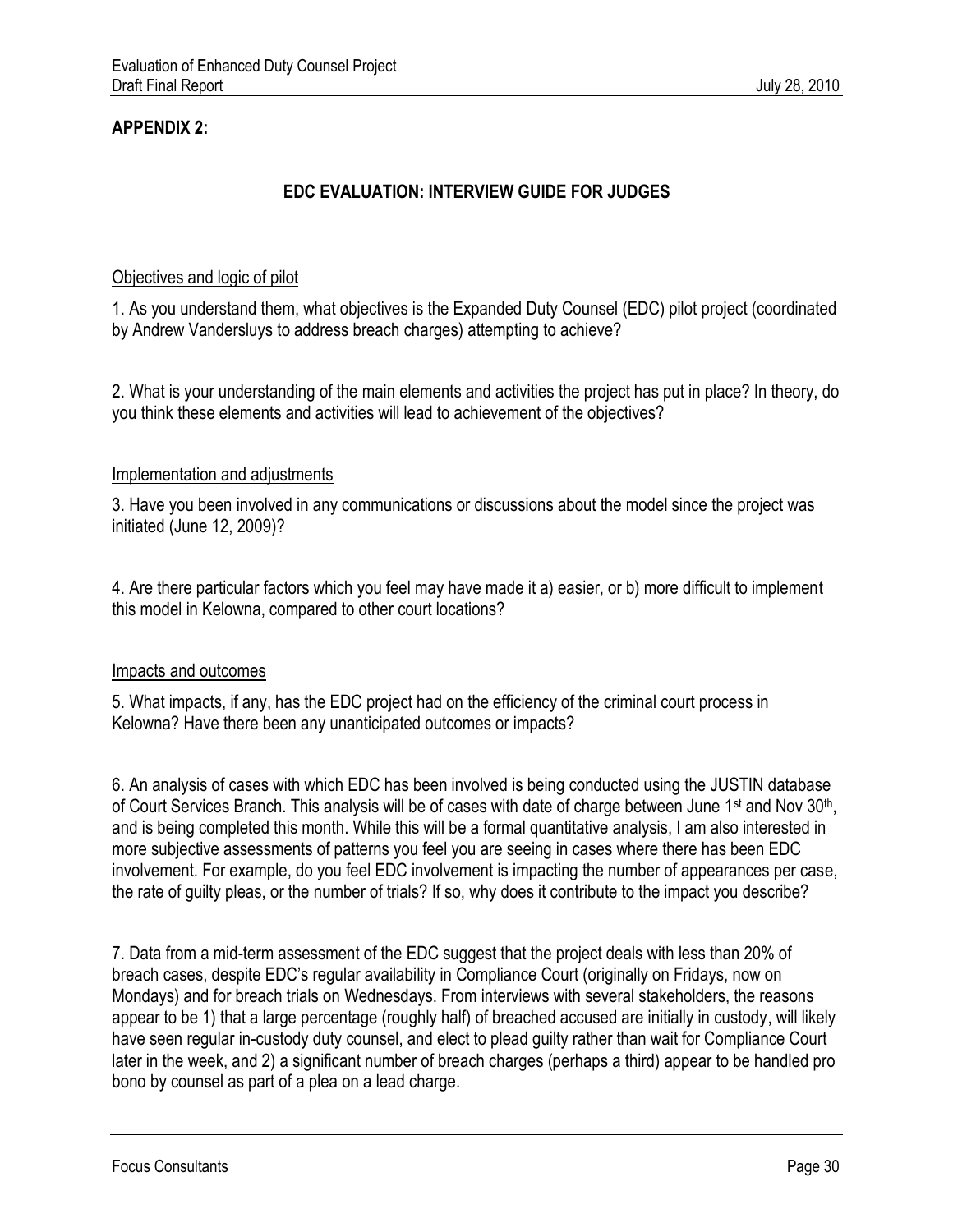## APPENDIX 2:

### EDC EVALUATION: INTERVIEW GUIDE FOR JUDGES

Objectives and logic of pilot

1. As you understand them, what objectives is the Expanded Duty Counsel (EDC) pilot project (coordinated by Andrew Vandersluys to address breach charges) attempting to achieve?

2. What is your understanding of the main elements and activities the project has put in place? In theory, do you think these elements and activities will lead to achievement of the objectives?

Implementation and adjustments

3. Have you been involved in any communications or discussions about the model since the project was initiated (June 12, 2009)?

4. Are there particular factors which you feel may have made it a) easier, or b) more difficult to implement this model in Kelowna, compared to other court locations?

Impacts and outcomes

5. What impacts, if any, has the EDC project had on the efficiency of the criminal court process in Kelowna? Have there been any unanticipated outcomes or impacts?

6. An analysis of cases with which EDC has been involved is being conducted using the JUSTIN database of Court Services Branch. This analysis will be of cases with date of charge between June 1st and Nov 30th, and is being completed this month. While this will be a formal quantitative analysis, I am also interested in more subjective assessments of patterns you feel you are seeing in cases where there has been EDC involvement. For example, do you feel EDC involvement is impacting the number of appearances per case, the rate of guilty pleas, or the number of trials? If so, why does it contribute to the impact you describe?

7. Data from a mid-term assessment of the EDC suggest that the project deals with less than 20% of breach cases, despite EDC's regular availability in Compliance Court (originally on Fridays, now on Mondays) and for breach trials on Wednesdays. From interviews with several stakeholders, the reasons appear to be 1) that a large percentage (roughly half) of breached accused are initially in custody, will likely have seen regular in-custody duty counsel, and elect to plead guilty rather than wait for Compliance Court later in the week, and 2) a significant number of breach charges (perhaps a third) appear to be handled pro bono by counsel as part of a plea on a lead charge.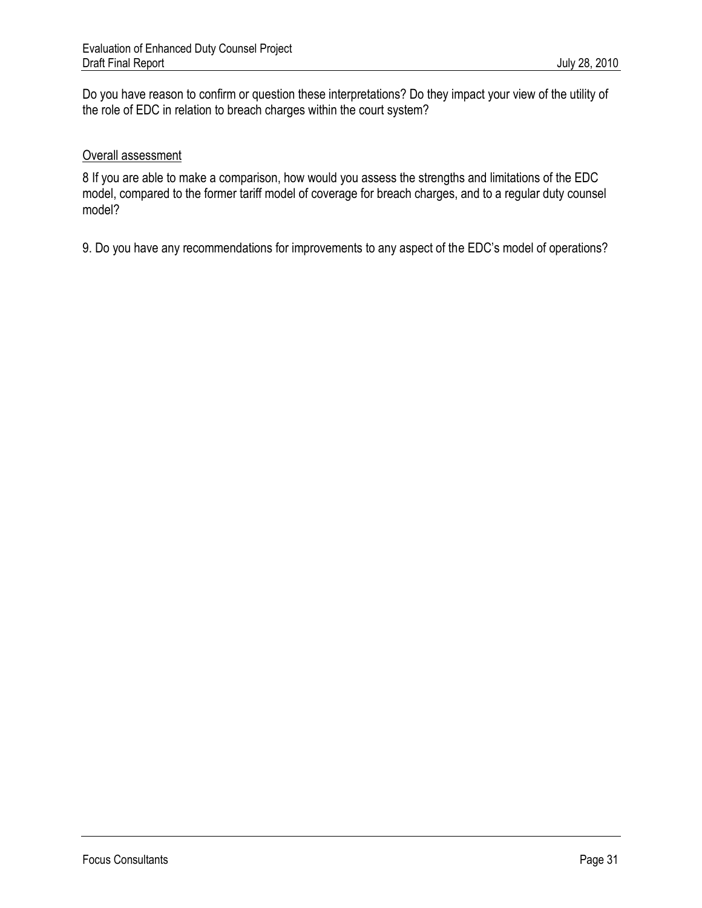Do you have reason to confirm or question these interpretations? Do they impact your view of the utility of the role of EDC in relation to breach charges within the court system?

Overall assessment

8 If you are able to make a comparison, how would you assess the strengths and limitations of the EDC model, compared to the former tariff model of coverage for breach charges, and to a regular duty counsel model?

9. Do you have any recommendations for improvements to any aspect of the EDC's model of operations?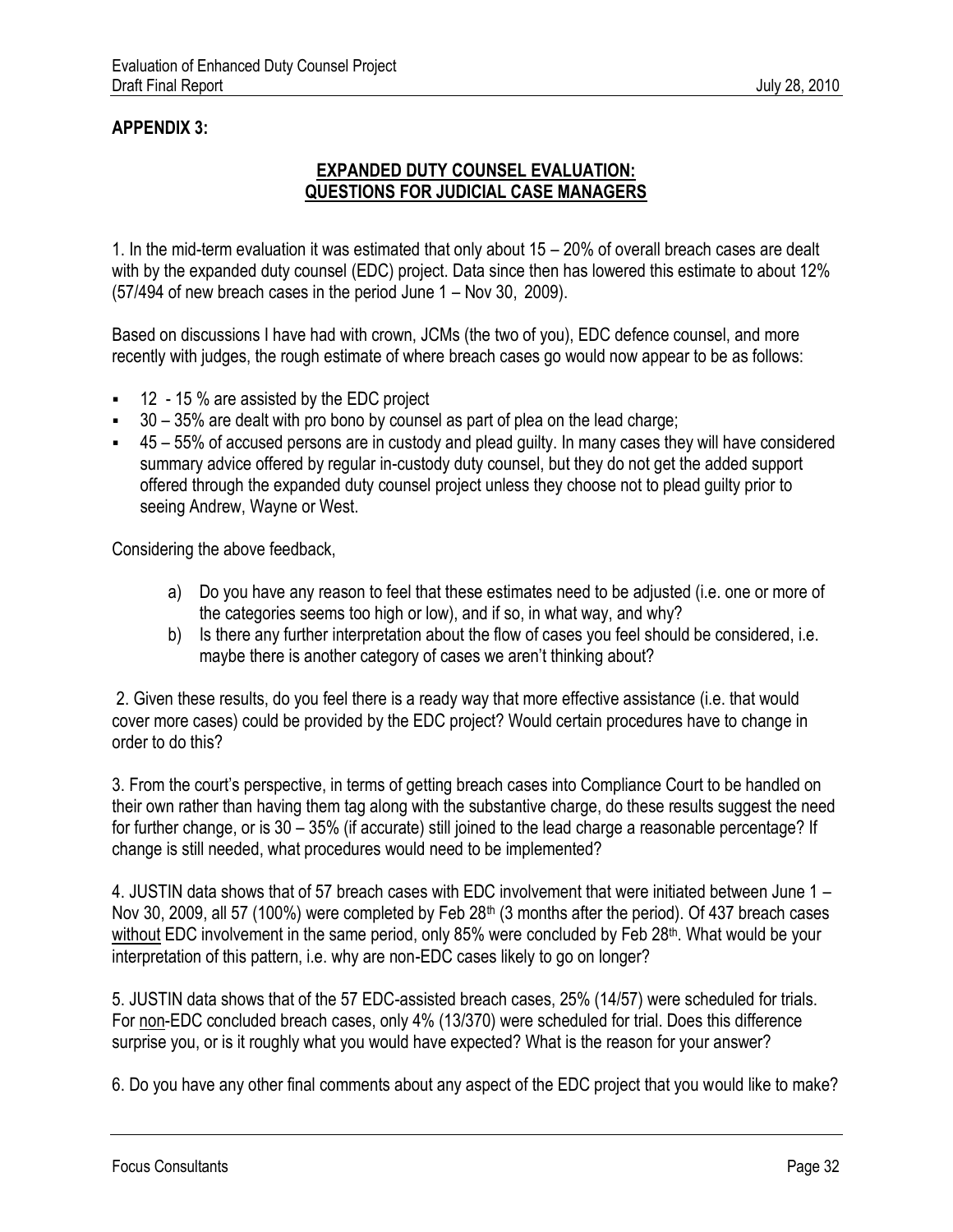## APPENDIX 3:

### EXPANDED DUTY COUNSEL EVALUATION: QUESTIONS FOR JUDICIAL CASE MANAGERS

1. In the mid-term evaluation it was estimated that only about 15 – 20% of overall breach cases are dealt with by the expanded duty counsel (EDC) project. Data since then has lowered this estimate to about 12% (57/494 of new breach cases in the period June 1 – Nov 30, 2009).

Based on discussions I have had with crown, JCMs (the two of you), EDC defence counsel, and more recently with judges, the rough estimate of where breach cases go would now appear to be as follows:

- 12 - 15 % are assisted by the EDC project
- 30 – 35% are dealt with pro bono by counsel as part of plea on the lead charge;
- 45 – 55% of accused persons are in custody and plead guilty. In many cases they will have considered summary advice offered by regular in-custody duty counsel, but they do not get the added support offered through the expanded duty counsel project unless they choose not to plead guilty prior to seeing Andrew, Wayne or West.

Considering the above feedback,

a) Do you have any reason to feel that these estimates need to be adjusted (i.e. one or more of the categories seems too high or low), and if so, in what way, and why?

b) Is there any further interpretation about the flow of cases you feel should be considered, i.e. maybe there is another category of cases we aren't thinking about?

2. Given these results, do you feel there is a ready way that more effective assistance (i.e. that would cover more cases) could be provided by the EDC project? Would certain procedures have to change in order to do this?

3. From the court's perspective, in terms of getting breach cases into Compliance Court to be handled on their own rather than having them tag along with the substantive charge, do these results suggest the need for further change, or is 30 – 35% (if accurate) still joined to the lead charge a reasonable percentage? If change is still needed, what procedures would need to be implemented?

4. JUSTIN data shows that of 57 breach cases with EDC involvement that were initiated between June 1 – Nov 30, 2009, all 57 (100%) were completed by Feb 28th (3 months after the period). Of 437 breach cases without EDC involvement in the same period, only 85% were concluded by Feb 28th. What would be your interpretation of this pattern, i.e. why are non-EDC cases likely to go on longer?

5. JUSTIN data shows that of the 57 EDC-assisted breach cases, 25% (14/57) were scheduled for trials. For non-EDC concluded breach cases, only 4% (13/370) were scheduled for trial. Does this difference surprise you, or is it roughly what you would have expected? What is the reason for your answer?

6. Do you have any other final comments about any aspect of the EDC project that you would like to make?